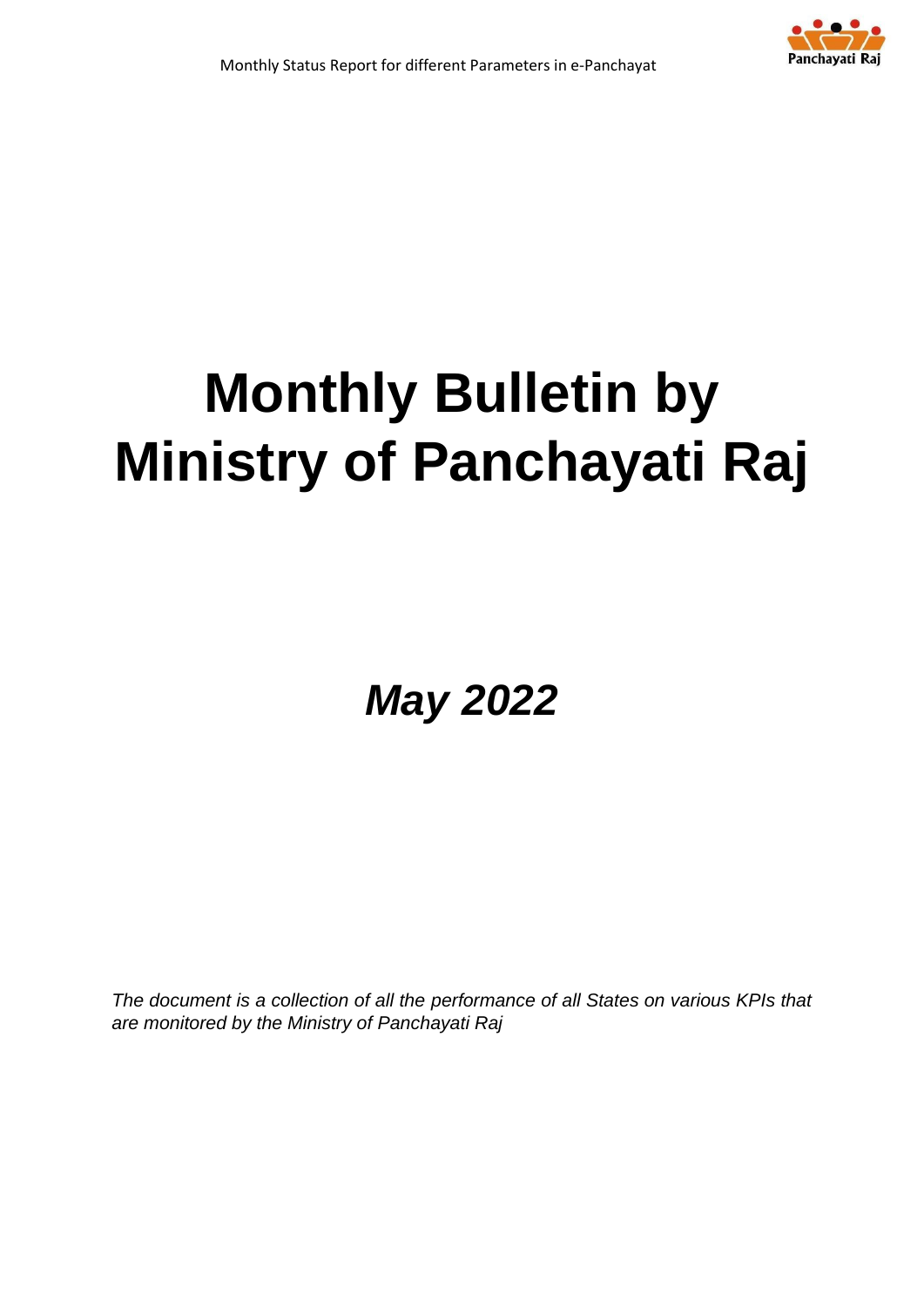# Monthly Bulletin by Ministry of Panchayati Raj

## *May 2022*

*The document is a collection of all the performance of all States on various KPIs that are monitored by the Ministry of Panchayati Raj*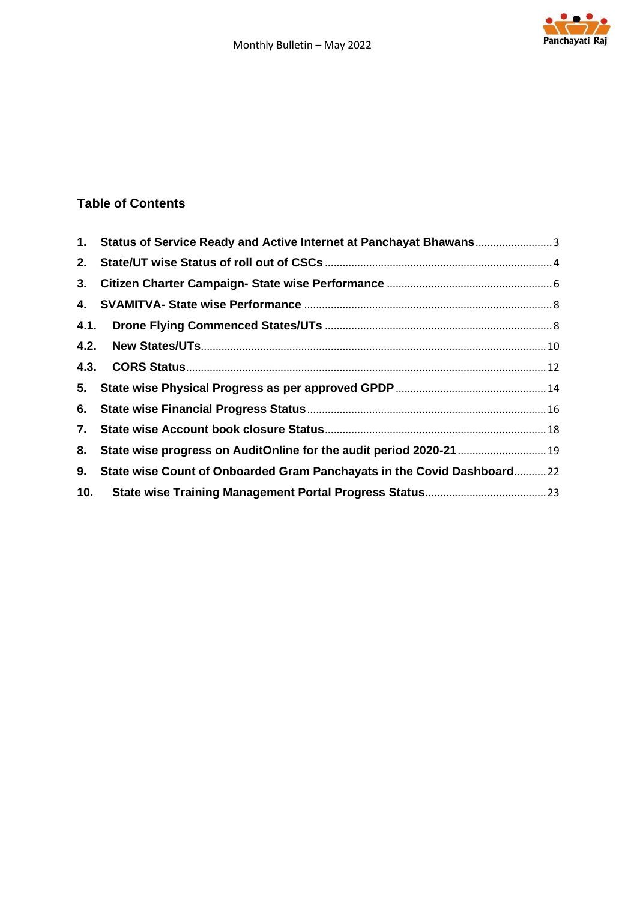## Table of Contents

1. Status of Service Ready and Active Internet at Panchayat Bhawans .......... 3
2. State/UT wise Status of roll out of CSCs .......... 4
3. Citizen Charter Campaign- State wise Performance .......... 6
4. SVAMITVA- State wise Performance .......... 8
   - 4.1. Drone Flying Commenced States/UTs .......... 8
   - 4.2. New States/UTs .......... 10
   - 4.3. CORS Status .......... 12
5. State wise Physical Progress as per approved GPDP .......... 14
6. State wise Financial Progress Status .......... 16
7. State wise Account book closure Status .......... 18
8. State wise progress on AuditOnline for the audit period 2020-21 .......... 19
9. State wise Count of Onboarded Gram Panchayats in the Covid Dashboard .......... 22
10. State wise Training Management Portal Progress Status .......... 23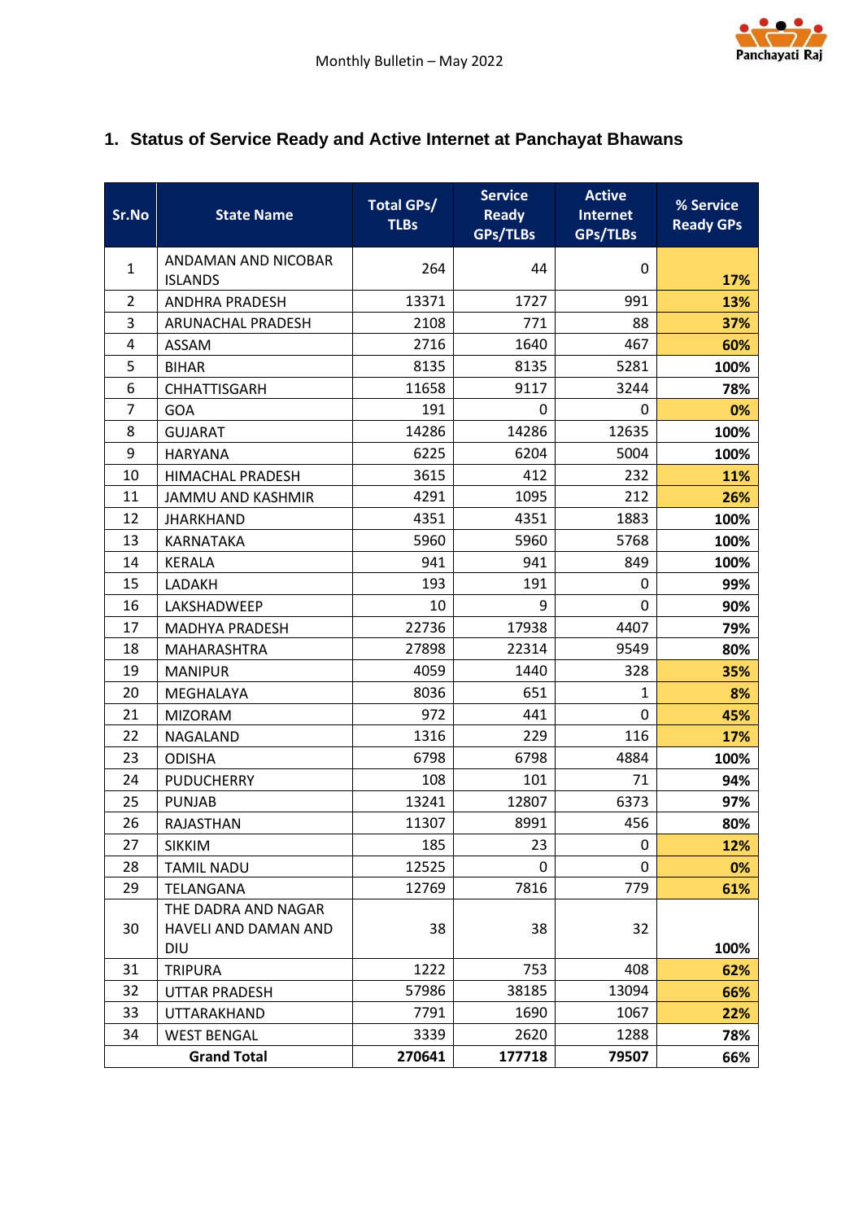## 1. Status of Service Ready and Active Internet at Panchayat Bhawans

| Sr.No | State Name | Total GPs/ TLBs | Service Ready GPs/TLBs | Active Internet GPs/TLBs | % Service Ready GPs |
|---|---|---|---|---|---|
| 1 | ANDAMAN AND NICOBAR ISLANDS | 264 | 44 | 0 | **17%** |
| 2 | ANDHRA PRADESH | 13371 | 1727 | 991 | **13%** |
| 3 | ARUNACHAL PRADESH | 2108 | 771 | 88 | **37%** |
| 4 | ASSAM | 2716 | 1640 | 467 | **60%** |
| 5 | BIHAR | 8135 | 8135 | 5281 | **100%** |
| 6 | CHHATTISGARH | 11658 | 9117 | 3244 | **78%** |
| 7 | GOA | 191 | 0 | 0 | **0%** |
| 8 | GUJARAT | 14286 | 14286 | 12635 | **100%** |
| 9 | HARYANA | 6225 | 6204 | 5004 | **100%** |
| 10 | HIMACHAL PRADESH | 3615 | 412 | 232 | **11%** |
| 11 | JAMMU AND KASHMIR | 4291 | 1095 | 212 | **26%** |
| 12 | JHARKHAND | 4351 | 4351 | 1883 | **100%** |
| 13 | KARNATAKA | 5960 | 5960 | 5768 | **100%** |
| 14 | KERALA | 941 | 941 | 849 | **100%** |
| 15 | LADAKH | 193 | 191 | 0 | **99%** |
| 16 | LAKSHADWEEP | 10 | 9 | 0 | **90%** |
| 17 | MADHYA PRADESH | 22736 | 17938 | 4407 | **79%** |
| 18 | MAHARASHTRA | 27898 | 22314 | 9549 | **80%** |
| 19 | MANIPUR | 4059 | 1440 | 328 | **35%** |
| 20 | MEGHALAYA | 8036 | 651 | 1 | **8%** |
| 21 | MIZORAM | 972 | 441 | 0 | **45%** |
| 22 | NAGALAND | 1316 | 229 | 116 | **17%** |
| 23 | ODISHA | 6798 | 6798 | 4884 | **100%** |
| 24 | PUDUCHERRY | 108 | 101 | 71 | **94%** |
| 25 | PUNJAB | 13241 | 12807 | 6373 | **97%** |
| 26 | RAJASTHAN | 11307 | 8991 | 456 | **80%** |
| 27 | SIKKIM | 185 | 23 | 0 | **12%** |
| 28 | TAMIL NADU | 12525 | 0 | 0 | **0%** |
| 29 | TELANGANA | 12769 | 7816 | 779 | **61%** |
| 30 | THE DADRA AND NAGAR HAVELI AND DAMAN AND DIU | 38 | 38 | 32 | **100%** |
| 31 | TRIPURA | 1222 | 753 | 408 | **62%** |
| 32 | UTTAR PRADESH | 57986 | 38185 | 13094 | **66%** |
| 33 | UTTARAKHAND | 7791 | 1690 | 1067 | **22%** |
| 34 | WEST BENGAL | 3339 | 2620 | 1288 | **78%** |
| **Grand Total** | | **270641** | **177718** | **79507** | **66%** |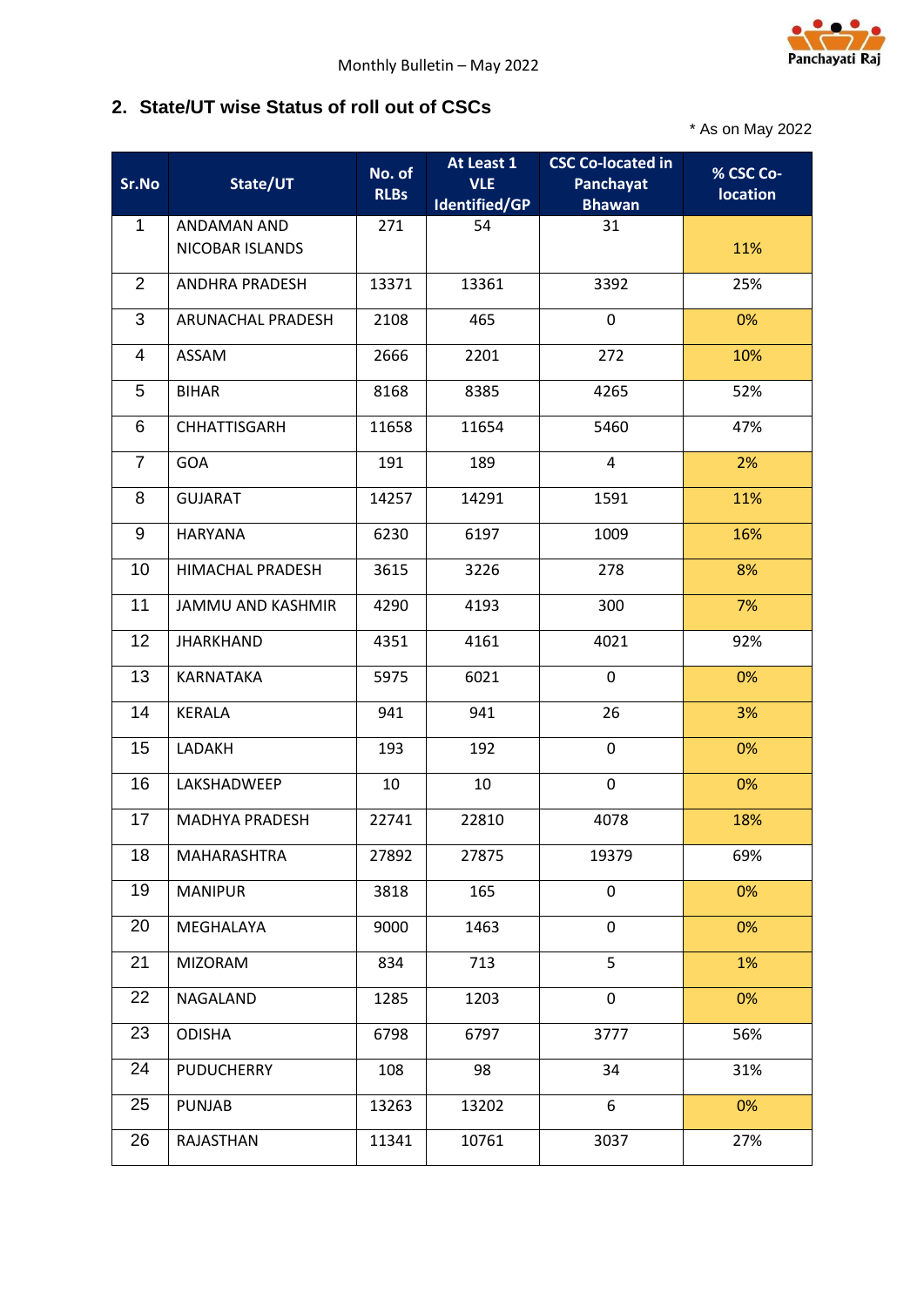## 2. State/UT wise Status of roll out of CSCs

\* As on May 2022

| Sr.No | State/UT | No. of RLBs | At Least 1 VLE Identified/GP | CSC Co-located in Panchayat Bhawan | % CSC Co-location |
|---|---|---|---|---|---|
| 1 | ANDAMAN AND NICOBAR ISLANDS | 271 | 54 | 31 | 11% |
| 2 | ANDHRA PRADESH | 13371 | 13361 | 3392 | 25% |
| 3 | ARUNACHAL PRADESH | 2108 | 465 | 0 | 0% |
| 4 | ASSAM | 2666 | 2201 | 272 | 10% |
| 5 | BIHAR | 8168 | 8385 | 4265 | 52% |
| 6 | CHHATTISGARH | 11658 | 11654 | 5460 | 47% |
| 7 | GOA | 191 | 189 | 4 | 2% |
| 8 | GUJARAT | 14257 | 14291 | 1591 | 11% |
| 9 | HARYANA | 6230 | 6197 | 1009 | 16% |
| 10 | HIMACHAL PRADESH | 3615 | 3226 | 278 | 8% |
| 11 | JAMMU AND KASHMIR | 4290 | 4193 | 300 | 7% |
| 12 | JHARKHAND | 4351 | 4161 | 4021 | 92% |
| 13 | KARNATAKA | 5975 | 6021 | 0 | 0% |
| 14 | KERALA | 941 | 941 | 26 | 3% |
| 15 | LADAKH | 193 | 192 | 0 | 0% |
| 16 | LAKSHADWEEP | 10 | 10 | 0 | 0% |
| 17 | MADHYA PRADESH | 22741 | 22810 | 4078 | 18% |
| 18 | MAHARASHTRA | 27892 | 27875 | 19379 | 69% |
| 19 | MANIPUR | 3818 | 165 | 0 | 0% |
| 20 | MEGHALAYA | 9000 | 1463 | 0 | 0% |
| 21 | MIZORAM | 834 | 713 | 5 | 1% |
| 22 | NAGALAND | 1285 | 1203 | 0 | 0% |
| 23 | ODISHA | 6798 | 6797 | 3777 | 56% |
| 24 | PUDUCHERRY | 108 | 98 | 34 | 31% |
| 25 | PUNJAB | 13263 | 13202 | 6 | 0% |
| 26 | RAJASTHAN | 11341 | 10761 | 3037 | 27% |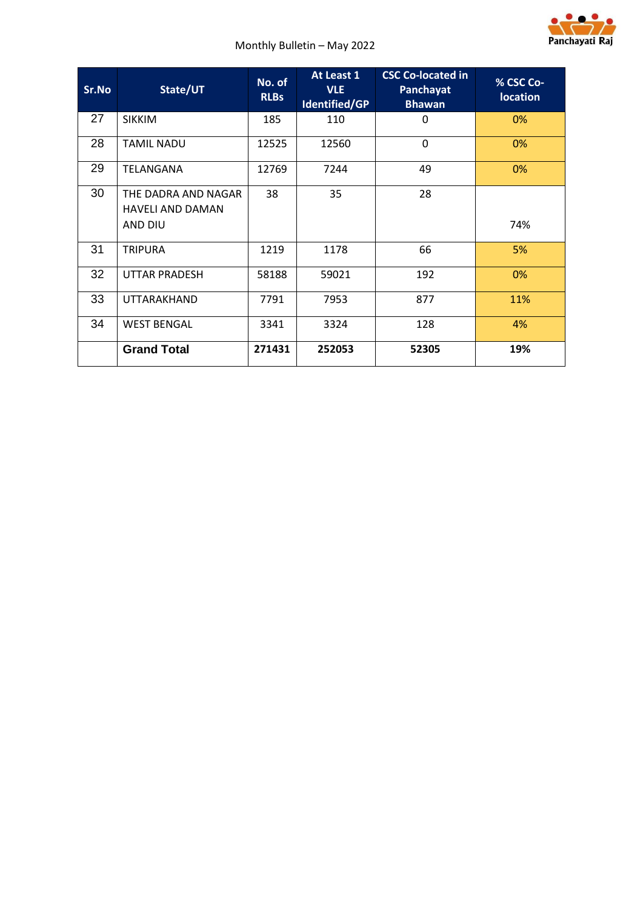| Sr.No | State/UT | No. of RLBs | At Least 1 VLE Identified/GP | CSC Co-located in Panchayat Bhawan | % CSC Co-location |
|---|---|---|---|---|---|
| 27 | SIKKIM | 185 | 110 | 0 | 0% |
| 28 | TAMIL NADU | 12525 | 12560 | 0 | 0% |
| 29 | TELANGANA | 12769 | 7244 | 49 | 0% |
| 30 | THE DADRA AND NAGAR HAVELI AND DAMAN AND DIU | 38 | 35 | 28 | 74% |
| 31 | TRIPURA | 1219 | 1178 | 66 | 5% |
| 32 | UTTAR PRADESH | 58188 | 59021 | 192 | 0% |
| 33 | UTTARAKHAND | 7791 | 7953 | 877 | 11% |
| 34 | WEST BENGAL | 3341 | 3324 | 128 | 4% |
| | **Grand Total** | **271431** | **252053** | **52305** | **19%** |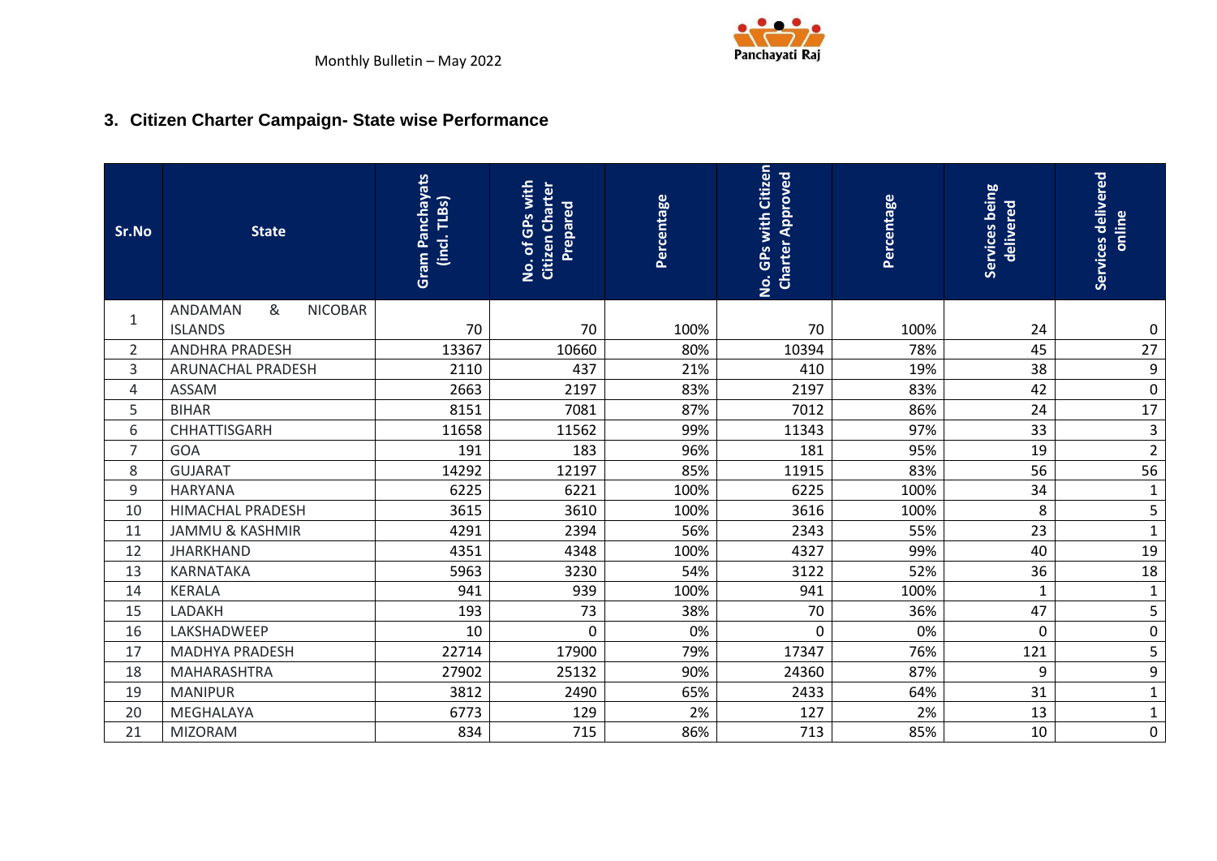## 3. Citizen Charter Campaign- State wise Performance

| Sr.No | State | Gram Panchayats (incl. TLBs) | No. of GPs with Citizen Charter Prepared | Percentage | No. GPs with Citizen Charter Approved | Percentage | Services being delivered | Services delivered online |
|---|---|---|---|---|---|---|---|---|
| 1 | ANDAMAN & NICOBAR ISLANDS | 70 | 70 | 100% | 70 | 100% | 24 | 0 |
| 2 | ANDHRA PRADESH | 13367 | 10660 | 80% | 10394 | 78% | 45 | 27 |
| 3 | ARUNACHAL PRADESH | 2110 | 437 | 21% | 410 | 19% | 38 | 9 |
| 4 | ASSAM | 2663 | 2197 | 83% | 2197 | 83% | 42 | 0 |
| 5 | BIHAR | 8151 | 7081 | 87% | 7012 | 86% | 24 | 17 |
| 6 | CHHATTISGARH | 11658 | 11562 | 99% | 11343 | 97% | 33 | 3 |
| 7 | GOA | 191 | 183 | 96% | 181 | 95% | 19 | 2 |
| 8 | GUJARAT | 14292 | 12197 | 85% | 11915 | 83% | 56 | 56 |
| 9 | HARYANA | 6225 | 6221 | 100% | 6225 | 100% | 34 | 1 |
| 10 | HIMACHAL PRADESH | 3615 | 3610 | 100% | 3616 | 100% | 8 | 5 |
| 11 | JAMMU & KASHMIR | 4291 | 2394 | 56% | 2343 | 55% | 23 | 1 |
| 12 | JHARKHAND | 4351 | 4348 | 100% | 4327 | 99% | 40 | 19 |
| 13 | KARNATAKA | 5963 | 3230 | 54% | 3122 | 52% | 36 | 18 |
| 14 | KERALA | 941 | 939 | 100% | 941 | 100% | 1 | 1 |
| 15 | LADAKH | 193 | 73 | 38% | 70 | 36% | 47 | 5 |
| 16 | LAKSHADWEEP | 10 | 0 | 0% | 0 | 0% | 0 | 0 |
| 17 | MADHYA PRADESH | 22714 | 17900 | 79% | 17347 | 76% | 121 | 5 |
| 18 | MAHARASHTRA | 27902 | 25132 | 90% | 24360 | 87% | 9 | 9 |
| 19 | MANIPUR | 3812 | 2490 | 65% | 2433 | 64% | 31 | 1 |
| 20 | MEGHALAYA | 6773 | 129 | 2% | 127 | 2% | 13 | 1 |
| 21 | MIZORAM | 834 | 715 | 86% | 713 | 85% | 10 | 0 |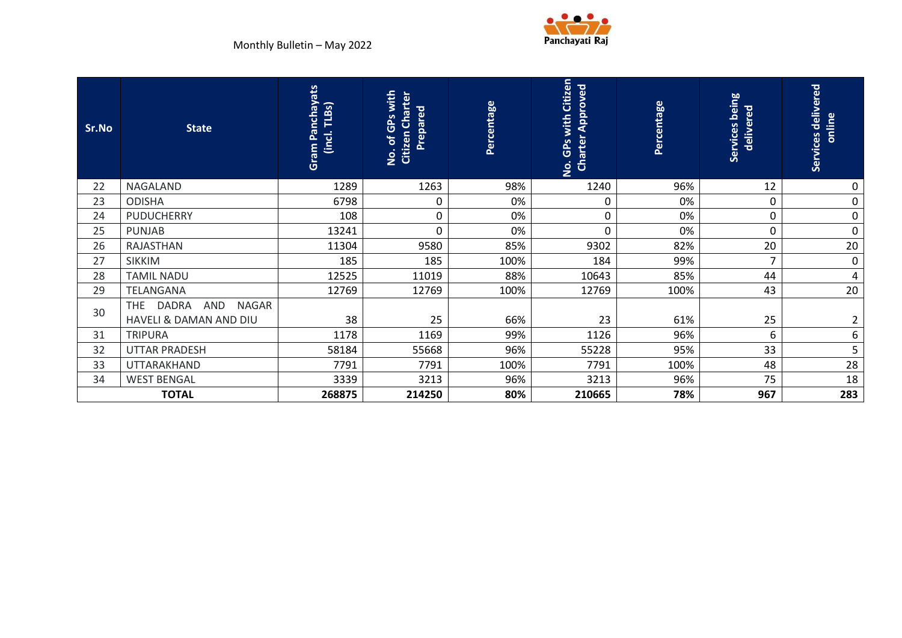| Sr.No | State | Gram Panchayats (incl. TLBs) | No. of GPs with Citizen Charter Prepared | Percentage | No. GPs with Citizen Charter Approved | Percentage | Services being delivered | Services delivered online |
|---|---|---|---|---|---|---|---|---|
| 22 | NAGALAND | 1289 | 1263 | 98% | 1240 | 96% | 12 | 0 |
| 23 | ODISHA | 6798 | 0 | 0% | 0 | 0% | 0 | 0 |
| 24 | PUDUCHERRY | 108 | 0 | 0% | 0 | 0% | 0 | 0 |
| 25 | PUNJAB | 13241 | 0 | 0% | 0 | 0% | 0 | 0 |
| 26 | RAJASTHAN | 11304 | 9580 | 85% | 9302 | 82% | 20 | 20 |
| 27 | SIKKIM | 185 | 185 | 100% | 184 | 99% | 7 | 0 |
| 28 | TAMIL NADU | 12525 | 11019 | 88% | 10643 | 85% | 44 | 4 |
| 29 | TELANGANA | 12769 | 12769 | 100% | 12769 | 100% | 43 | 20 |
| 30 | THE DADRA AND NAGAR HAVELI & DAMAN AND DIU | 38 | 25 | 66% | 23 | 61% | 25 | 2 |
| 31 | TRIPURA | 1178 | 1169 | 99% | 1126 | 96% | 6 | 6 |
| 32 | UTTAR PRADESH | 58184 | 55668 | 96% | 55228 | 95% | 33 | 5 |
| 33 | UTTARAKHAND | 7791 | 7791 | 100% | 7791 | 100% | 48 | 28 |
| 34 | WEST BENGAL | 3339 | 3213 | 96% | 3213 | 96% | 75 | 18 |
| **TOTAL** | | **268875** | **214250** | **80%** | **210665** | **78%** | **967** | **283** |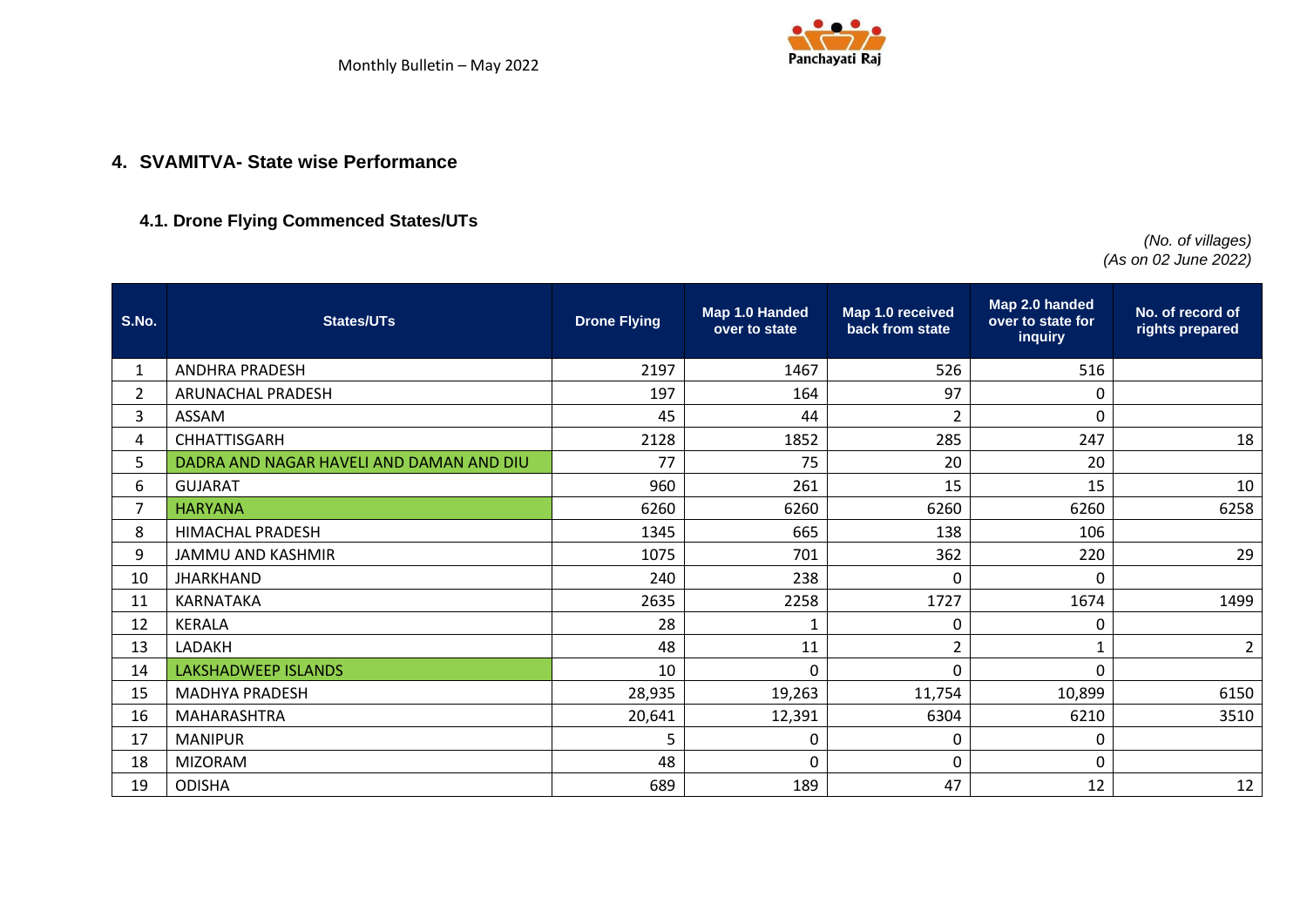## 4. SVAMITVA- State wise Performance

### 4.1. Drone Flying Commenced States/UTs

*(No. of villages)*
*(As on 02 June 2022)*

| S.No. | States/UTs | Drone Flying | Map 1.0 Handed over to state | Map 1.0 received back from state | Map 2.0 handed over to state for inquiry | No. of record of rights prepared |
|---|---|---|---|---|---|---|
| 1 | ANDHRA PRADESH | 2197 | 1467 | 526 | 516 | |
| 2 | ARUNACHAL PRADESH | 197 | 164 | 97 | 0 | |
| 3 | ASSAM | 45 | 44 | 2 | 0 | |
| 4 | CHHATTISGARH | 2128 | 1852 | 285 | 247 | 18 |
| 5 | DADRA AND NAGAR HAVELI AND DAMAN AND DIU | 77 | 75 | 20 | 20 | |
| 6 | GUJARAT | 960 | 261 | 15 | 15 | 10 |
| 7 | HARYANA | 6260 | 6260 | 6260 | 6260 | 6258 |
| 8 | HIMACHAL PRADESH | 1345 | 665 | 138 | 106 | |
| 9 | JAMMU AND KASHMIR | 1075 | 701 | 362 | 220 | 29 |
| 10 | JHARKHAND | 240 | 238 | 0 | 0 | |
| 11 | KARNATAKA | 2635 | 2258 | 1727 | 1674 | 1499 |
| 12 | KERALA | 28 | 1 | 0 | 0 | |
| 13 | LADAKH | 48 | 11 | 2 | 1 | 2 |
| 14 | LAKSHADWEEP ISLANDS | 10 | 0 | 0 | 0 | |
| 15 | MADHYA PRADESH | 28,935 | 19,263 | 11,754 | 10,899 | 6150 |
| 16 | MAHARASHTRA | 20,641 | 12,391 | 6304 | 6210 | 3510 |
| 17 | MANIPUR | 5 | 0 | 0 | 0 | |
| 18 | MIZORAM | 48 | 0 | 0 | 0 | |
| 19 | ODISHA | 689 | 189 | 47 | 12 | 12 |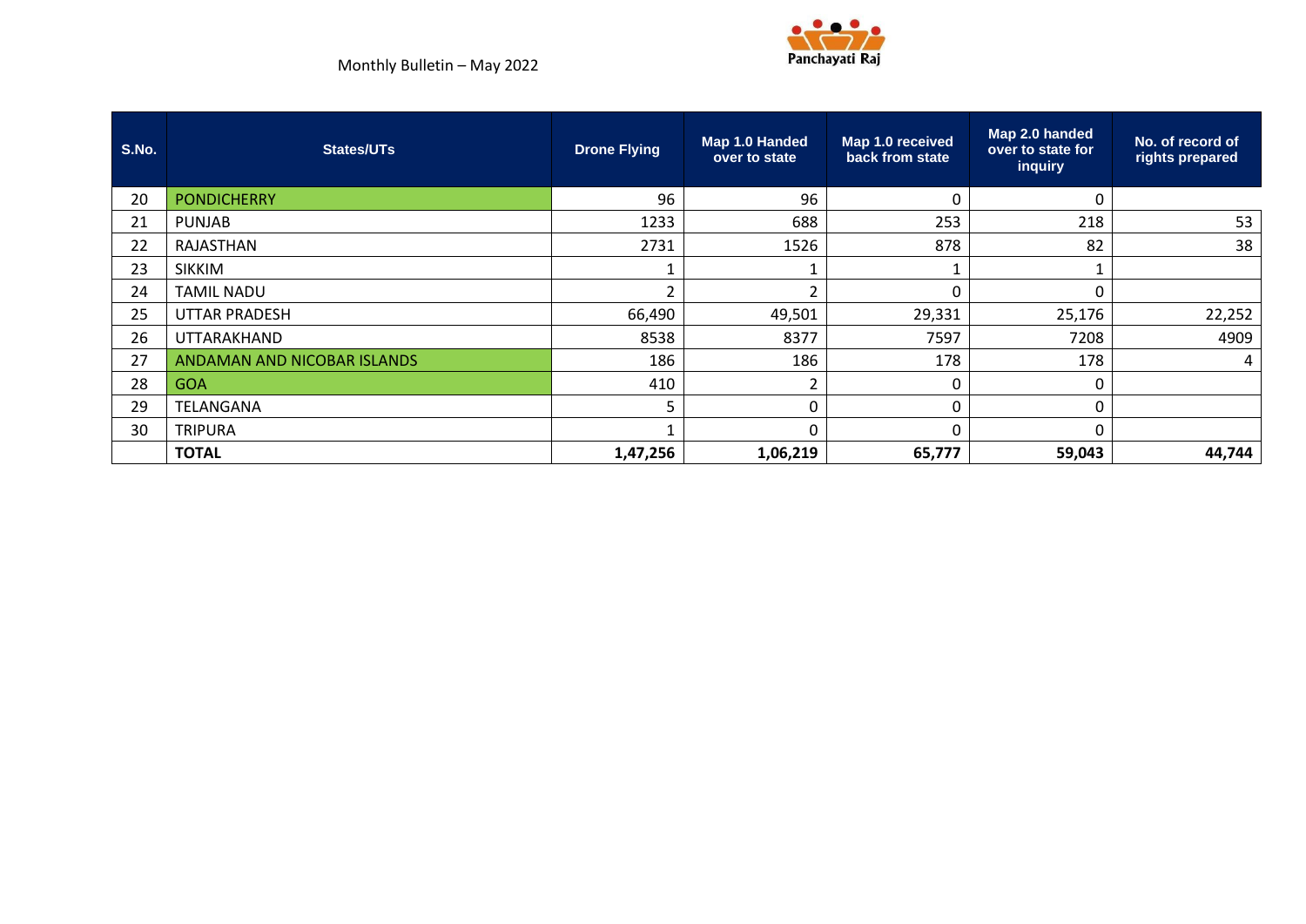| S.No. | States/UTs | Drone Flying | Map 1.0 Handed over to state | Map 1.0 received back from state | Map 2.0 handed over to state for inquiry | No. of record of rights prepared |
|---|---|---|---|---|---|---|
| 20 | PONDICHERRY | 96 | 96 | 0 | 0 | |
| 21 | PUNJAB | 1233 | 688 | 253 | 218 | 53 |
| 22 | RAJASTHAN | 2731 | 1526 | 878 | 82 | 38 |
| 23 | SIKKIM | 1 | 1 | 1 | 1 | |
| 24 | TAMIL NADU | 2 | 2 | 0 | 0 | |
| 25 | UTTAR PRADESH | 66,490 | 49,501 | 29,331 | 25,176 | 22,252 |
| 26 | UTTARAKHAND | 8538 | 8377 | 7597 | 7208 | 4909 |
| 27 | ANDAMAN AND NICOBAR ISLANDS | 186 | 186 | 178 | 178 | 4 |
| 28 | GOA | 410 | 2 | 0 | 0 | |
| 29 | TELANGANA | 5 | 0 | 0 | 0 | |
| 30 | TRIPURA | 1 | 0 | 0 | 0 | |
| | **TOTAL** | **1,47,256** | **1,06,219** | **65,777** | **59,043** | **44,744** |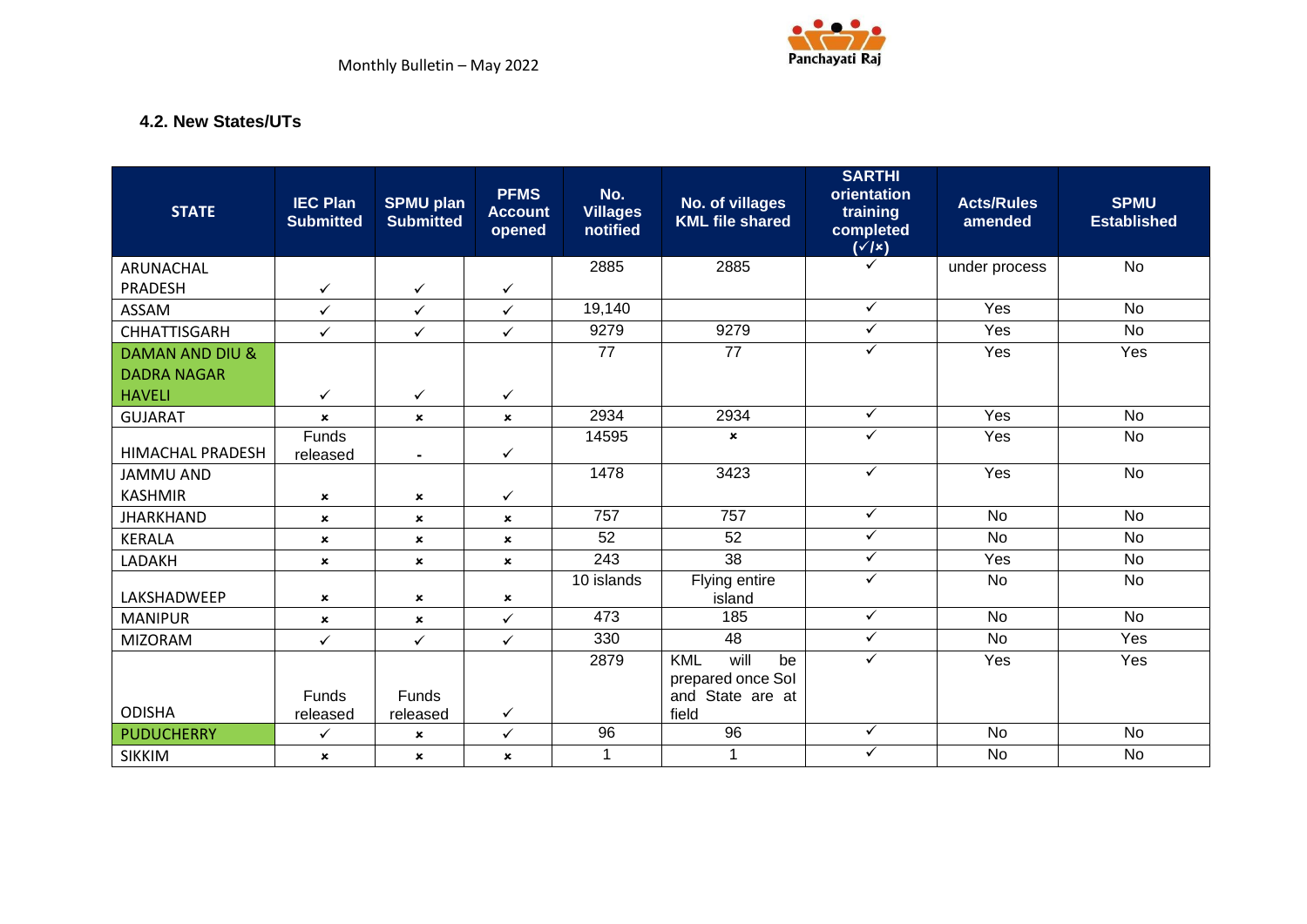### 4.2. New States/UTs

| STATE | IEC Plan Submitted | SPMU plan Submitted | PFMS Account opened | No. Villages notified | No. of villages KML file shared | SARTHI orientation training completed (✓/×) | Acts/Rules amended | SPMU Established |
|---|---|---|---|---|---|---|---|---|
| ARUNACHAL PRADESH | ✓ | ✓ | ✓ | 2885 | 2885 | ✓ | under process | No |
| ASSAM | ✓ | ✓ | ✓ | 19,140 | | ✓ | Yes | No |
| CHHATTISGARH | ✓ | ✓ | ✓ | 9279 | 9279 | ✓ | Yes | No |
| DAMAN AND DIU & DADRA NAGAR HAVELI | ✓ | ✓ | ✓ | 77 | 77 | ✓ | Yes | Yes |
| GUJARAT | × | × | × | 2934 | 2934 | ✓ | Yes | No |
| HIMACHAL PRADESH | Funds released | - | ✓ | 14595 | × | ✓ | Yes | No |
| JAMMU AND KASHMIR | × | × | ✓ | 1478 | 3423 | ✓ | Yes | No |
| JHARKHAND | × | × | × | 757 | 757 | ✓ | No | No |
| KERALA | × | × | × | 52 | 52 | ✓ | No | No |
| LADAKH | × | × | × | 243 | 38 | ✓ | Yes | No |
| LAKSHADWEEP | × | × | × | 10 islands | Flying entire island | ✓ | No | No |
| MANIPUR | × | × | ✓ | 473 | 185 | ✓ | No | No |
| MIZORAM | ✓ | ✓ | ✓ | 330 | 48 | ✓ | No | Yes |
| ODISHA | Funds released | Funds released | ✓ | 2879 | KML will be prepared once SoI and State are at field | ✓ | Yes | Yes |
| PUDUCHERRY | ✓ | × | ✓ | 96 | 96 | ✓ | No | No |
| SIKKIM | × | × | × | 1 | 1 | ✓ | No | No |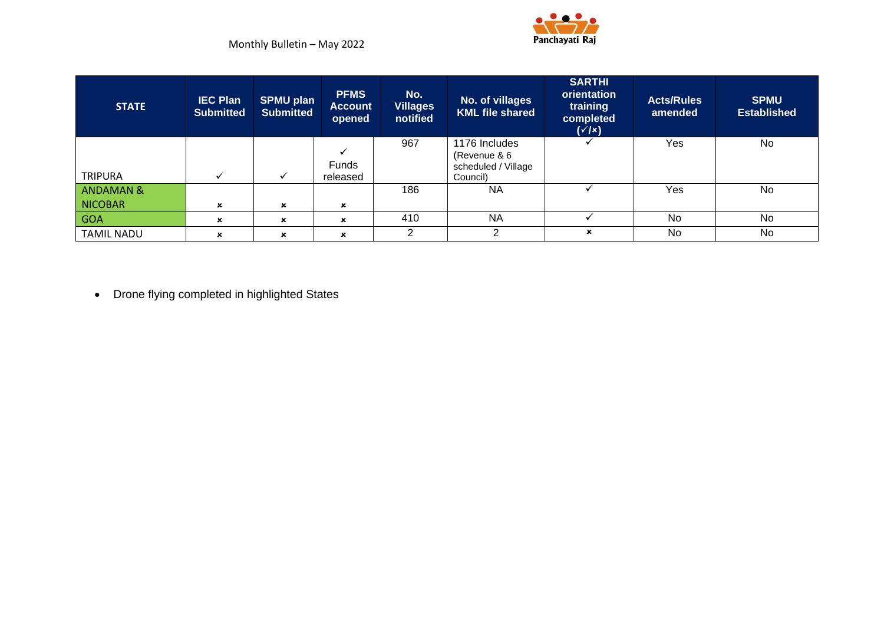| STATE | IEC Plan Submitted | SPMU plan Submitted | PFMS Account opened | No. Villages notified | No. of villages KML file shared | SARTHI orientation training completed (✓/×) | Acts/Rules amended | SPMU Established |
|---|---|---|---|---|---|---|---|---|
| TRIPURA | ✓ | ✓ | ✓ Funds released | 967 | 1176 Includes (Revenue & 6 scheduled / Village Council) | ✓ | Yes | No |
| ANDAMAN & NICOBAR | × | × | × | 186 | NA | ✓ | Yes | No |
| GOA | × | × | × | 410 | NA | ✓ | No | No |
| TAMIL NADU | × | × | × | 2 | 2 | × | No | No |

- Drone flying completed in highlighted States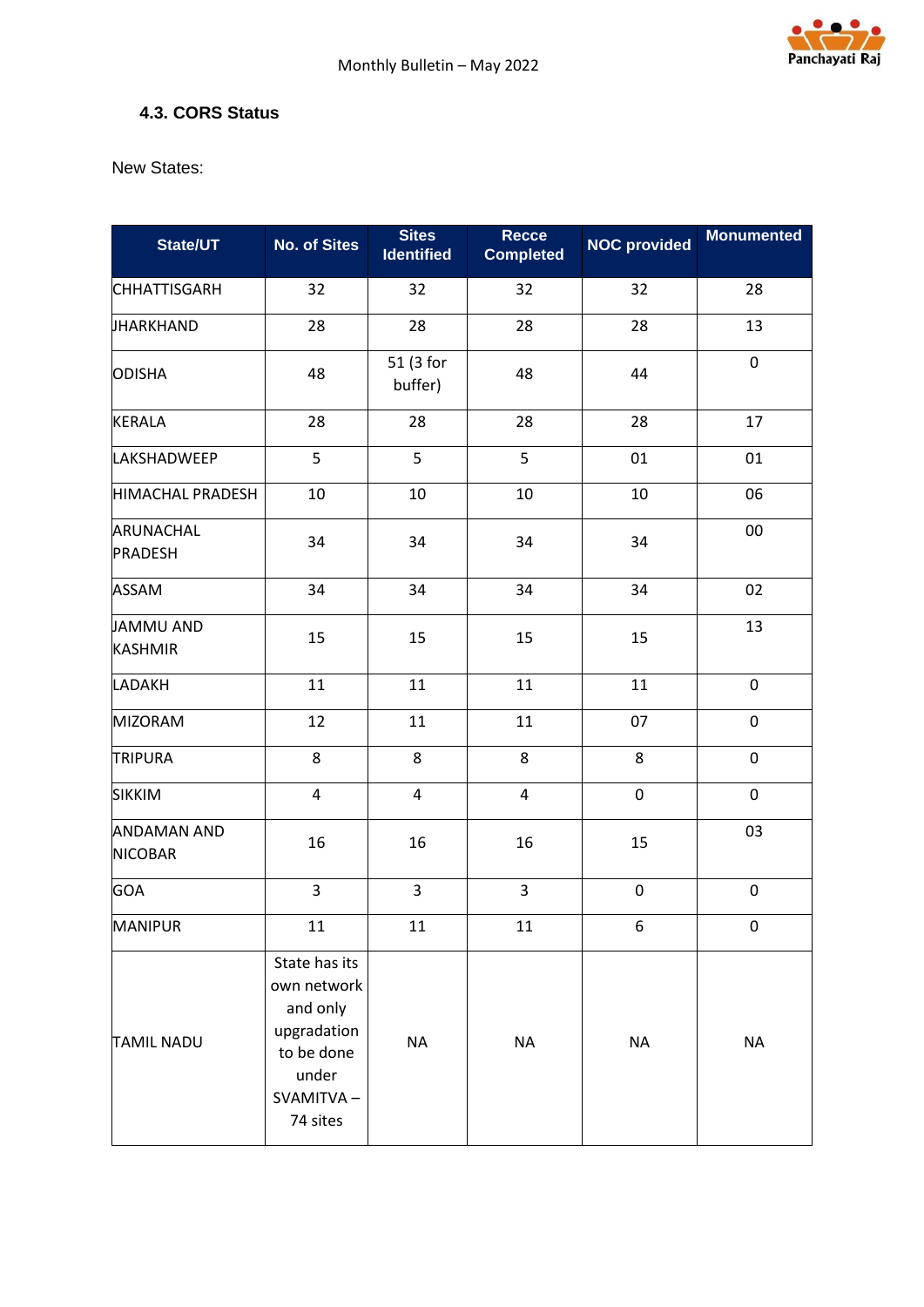### 4.3. CORS Status

New States:

| State/UT | No. of Sites | Sites Identified | Recce Completed | NOC provided | Monumented |
|---|---|---|---|---|---|
| CHHATTISGARH | 32 | 32 | 32 | 32 | 28 |
| JHARKHAND | 28 | 28 | 28 | 28 | 13 |
| ODISHA | 48 | 51 (3 for buffer) | 48 | 44 | 0 |
| KERALA | 28 | 28 | 28 | 28 | 17 |
| LAKSHADWEEP | 5 | 5 | 5 | 01 | 01 |
| HIMACHAL PRADESH | 10 | 10 | 10 | 10 | 06 |
| ARUNACHAL PRADESH | 34 | 34 | 34 | 34 | 00 |
| ASSAM | 34 | 34 | 34 | 34 | 02 |
| JAMMU AND KASHMIR | 15 | 15 | 15 | 15 | 13 |
| LADAKH | 11 | 11 | 11 | 11 | 0 |
| MIZORAM | 12 | 11 | 11 | 07 | 0 |
| TRIPURA | 8 | 8 | 8 | 8 | 0 |
| SIKKIM | 4 | 4 | 4 | 0 | 0 |
| ANDAMAN AND NICOBAR | 16 | 16 | 16 | 15 | 03 |
| GOA | 3 | 3 | 3 | 0 | 0 |
| MANIPUR | 11 | 11 | 11 | 6 | 0 |
| TAMIL NADU | State has its own network and only upgradation to be done under SVAMITVA – 74 sites | NA | NA | NA | NA |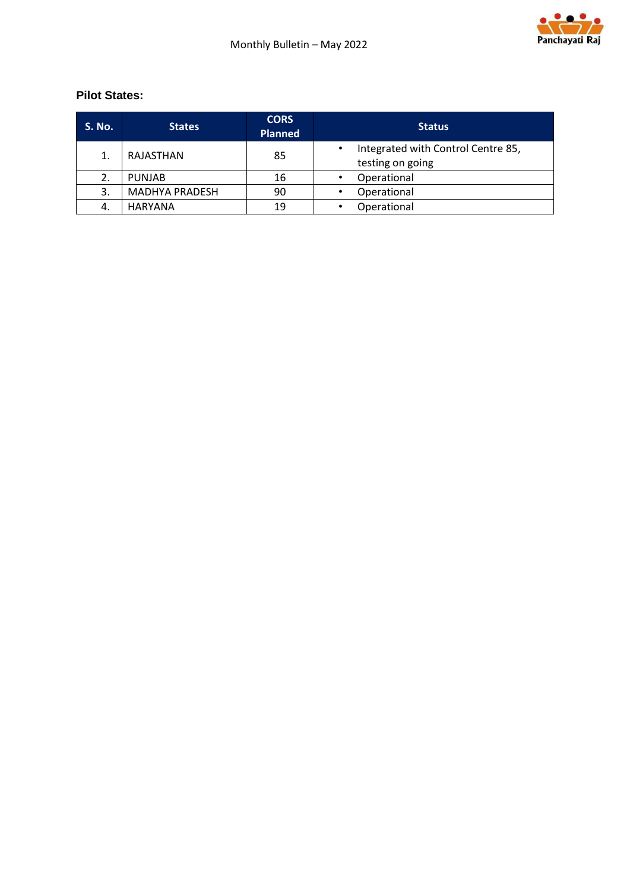**Pilot States:**

| S. No. | States | CORS Planned | Status |
|---|---|---|---|
| 1. | RAJASTHAN | 85 | • Integrated with Control Centre 85, testing on going |
| 2. | PUNJAB | 16 | • Operational |
| 3. | MADHYA PRADESH | 90 | • Operational |
| 4. | HARYANA | 19 | • Operational |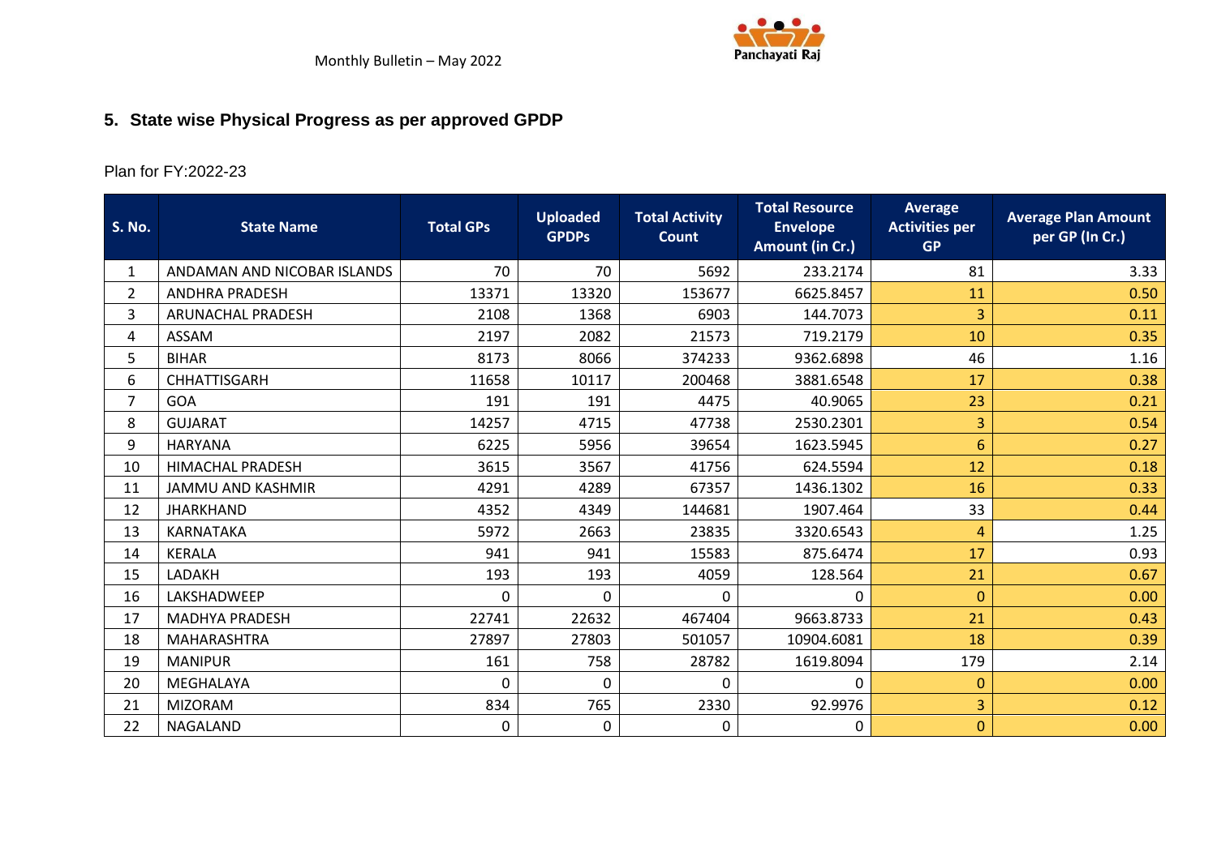## 5. State wise Physical Progress as per approved GPDP

Plan for FY:2022-23

| S. No. | State Name | Total GPs | Uploaded GPDPs | Total Activity Count | Total Resource Envelope Amount (in Cr.) | Average Activities per GP | Average Plan Amount per GP (In Cr.) |
|---|---|---|---|---|---|---|---|
| 1 | ANDAMAN AND NICOBAR ISLANDS | 70 | 70 | 5692 | 233.2174 | 81 | 3.33 |
| 2 | ANDHRA PRADESH | 13371 | 13320 | 153677 | 6625.8457 | 11 | 0.50 |
| 3 | ARUNACHAL PRADESH | 2108 | 1368 | 6903 | 144.7073 | 3 | 0.11 |
| 4 | ASSAM | 2197 | 2082 | 21573 | 719.2179 | 10 | 0.35 |
| 5 | BIHAR | 8173 | 8066 | 374233 | 9362.6898 | 46 | 1.16 |
| 6 | CHHATTISGARH | 11658 | 10117 | 200468 | 3881.6548 | 17 | 0.38 |
| 7 | GOA | 191 | 191 | 4475 | 40.9065 | 23 | 0.21 |
| 8 | GUJARAT | 14257 | 4715 | 47738 | 2530.2301 | 3 | 0.54 |
| 9 | HARYANA | 6225 | 5956 | 39654 | 1623.5945 | 6 | 0.27 |
| 10 | HIMACHAL PRADESH | 3615 | 3567 | 41756 | 624.5594 | 12 | 0.18 |
| 11 | JAMMU AND KASHMIR | 4291 | 4289 | 67357 | 1436.1302 | 16 | 0.33 |
| 12 | JHARKHAND | 4352 | 4349 | 144681 | 1907.464 | 33 | 0.44 |
| 13 | KARNATAKA | 5972 | 2663 | 23835 | 3320.6543 | 4 | 1.25 |
| 14 | KERALA | 941 | 941 | 15583 | 875.6474 | 17 | 0.93 |
| 15 | LADAKH | 193 | 193 | 4059 | 128.564 | 21 | 0.67 |
| 16 | LAKSHADWEEP | 0 | 0 | 0 | 0 | 0 | 0.00 |
| 17 | MADHYA PRADESH | 22741 | 22632 | 467404 | 9663.8733 | 21 | 0.43 |
| 18 | MAHARASHTRA | 27897 | 27803 | 501057 | 10904.6081 | 18 | 0.39 |
| 19 | MANIPUR | 161 | 758 | 28782 | 1619.8094 | 179 | 2.14 |
| 20 | MEGHALAYA | 0 | 0 | 0 | 0 | 0 | 0.00 |
| 21 | MIZORAM | 834 | 765 | 2330 | 92.9976 | 3 | 0.12 |
| 22 | NAGALAND | 0 | 0 | 0 | 0 | 0 | 0.00 |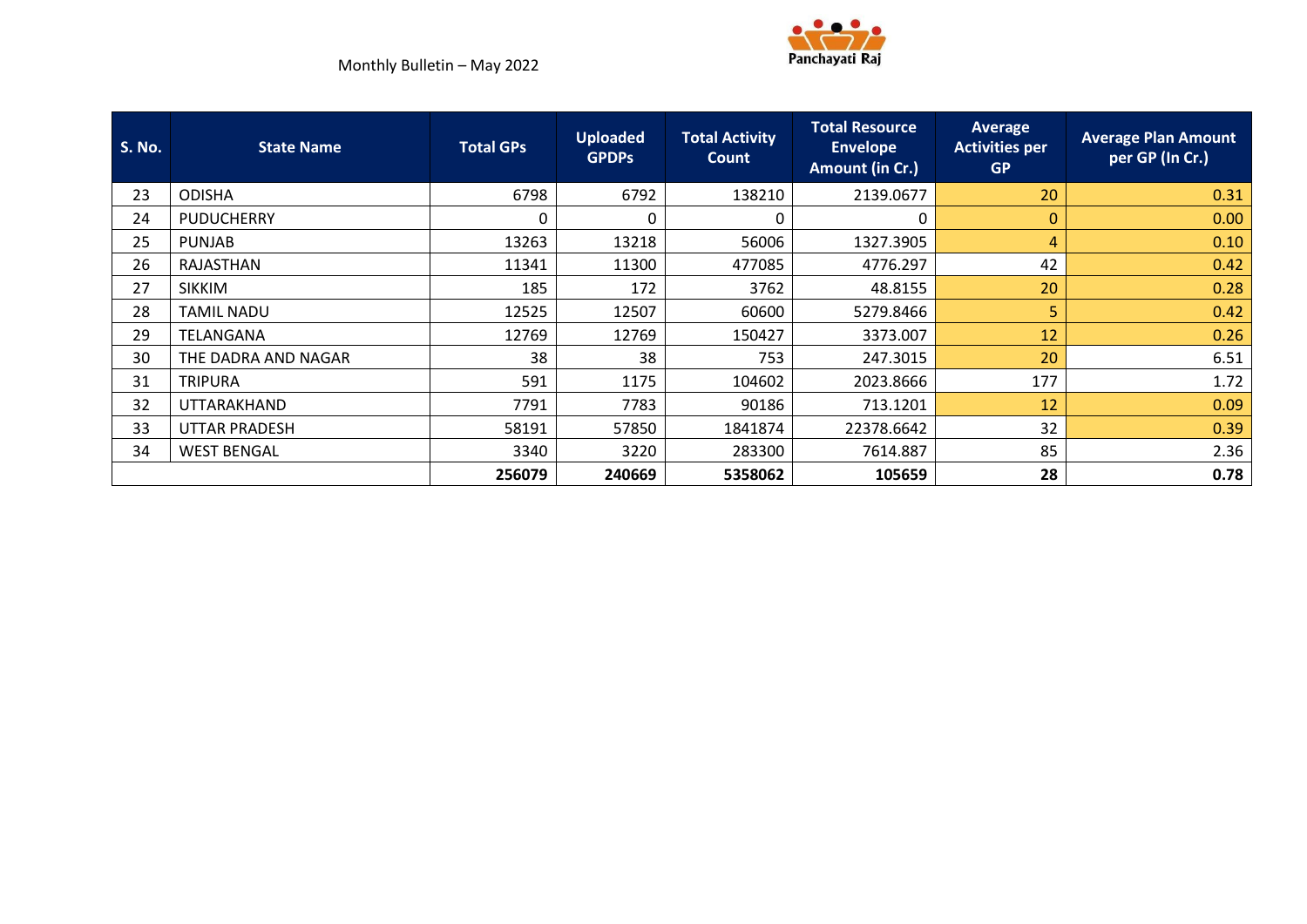| S. No. | State Name | Total GPs | Uploaded GPDPs | Total Activity Count | Total Resource Envelope Amount (in Cr.) | Average Activities per GP | Average Plan Amount per GP (In Cr.) |
|---|---|---|---|---|---|---|---|
| 23 | ODISHA | 6798 | 6792 | 138210 | 2139.0677 | 20 | 0.31 |
| 24 | PUDUCHERRY | 0 | 0 | 0 | 0 | 0 | 0.00 |
| 25 | PUNJAB | 13263 | 13218 | 56006 | 1327.3905 | 4 | 0.10 |
| 26 | RAJASTHAN | 11341 | 11300 | 477085 | 4776.297 | 42 | 0.42 |
| 27 | SIKKIM | 185 | 172 | 3762 | 48.8155 | 20 | 0.28 |
| 28 | TAMIL NADU | 12525 | 12507 | 60600 | 5279.8466 | 5 | 0.42 |
| 29 | TELANGANA | 12769 | 12769 | 150427 | 3373.007 | 12 | 0.26 |
| 30 | THE DADRA AND NAGAR | 38 | 38 | 753 | 247.3015 | 20 | 6.51 |
| 31 | TRIPURA | 591 | 1175 | 104602 | 2023.8666 | 177 | 1.72 |
| 32 | UTTARAKHAND | 7791 | 7783 | 90186 | 713.1201 | 12 | 0.09 |
| 33 | UTTAR PRADESH | 58191 | 57850 | 1841874 | 22378.6642 | 32 | 0.39 |
| 34 | WEST BENGAL | 3340 | 3220 | 283300 | 7614.887 | 85 | 2.36 |
| | | **256079** | **240669** | **5358062** | **105659** | **28** | **0.78** |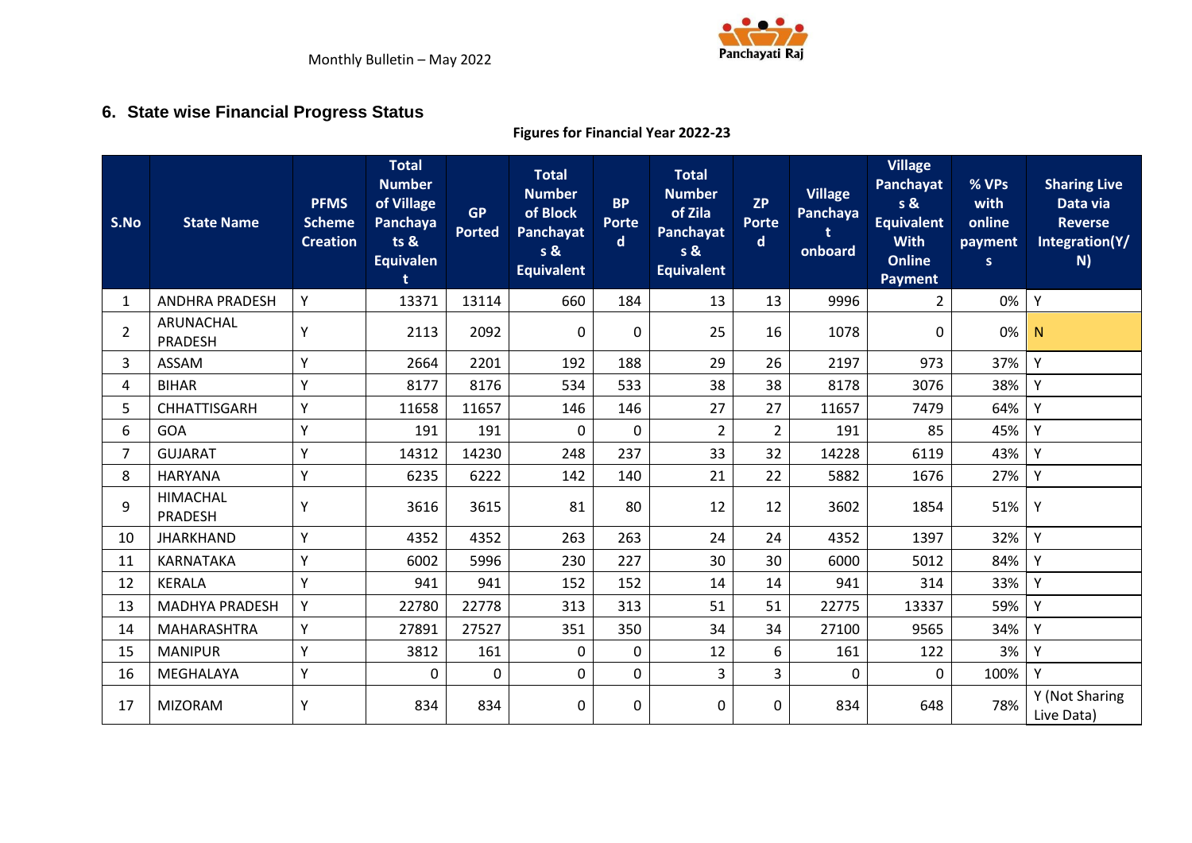## 6. State wise Financial Progress Status

**Figures for Financial Year 2022-23**

| S.No | State Name | PFMS Scheme Creation | Total Number of Village Panchayats & Equivalent | GP Ported | Total Number of Block Panchayats & Equivalent | BP Ported | Total Number of Zila Panchayats & Equivalent | ZP Ported | Village Panchayat onboard | Village Panchayats & Equivalent With Online Payment | % VPs with online payments | Sharing Live Data via Reverse Integration(Y/N) |
|---|---|---|---|---|---|---|---|---|---|---|---|---|
| 1 | ANDHRA PRADESH | Y | 13371 | 13114 | 660 | 184 | 13 | 13 | 9996 | 2 | 0% | Y |
| 2 | ARUNACHAL PRADESH | Y | 2113 | 2092 | 0 | 0 | 25 | 16 | 1078 | 0 | 0% | N |
| 3 | ASSAM | Y | 2664 | 2201 | 192 | 188 | 29 | 26 | 2197 | 973 | 37% | Y |
| 4 | BIHAR | Y | 8177 | 8176 | 534 | 533 | 38 | 38 | 8178 | 3076 | 38% | Y |
| 5 | CHHATTISGARH | Y | 11658 | 11657 | 146 | 146 | 27 | 27 | 11657 | 7479 | 64% | Y |
| 6 | GOA | Y | 191 | 191 | 0 | 0 | 2 | 2 | 191 | 85 | 45% | Y |
| 7 | GUJARAT | Y | 14312 | 14230 | 248 | 237 | 33 | 32 | 14228 | 6119 | 43% | Y |
| 8 | HARYANA | Y | 6235 | 6222 | 142 | 140 | 21 | 22 | 5882 | 1676 | 27% | Y |
| 9 | HIMACHAL PRADESH | Y | 3616 | 3615 | 81 | 80 | 12 | 12 | 3602 | 1854 | 51% | Y |
| 10 | JHARKHAND | Y | 4352 | 4352 | 263 | 263 | 24 | 24 | 4352 | 1397 | 32% | Y |
| 11 | KARNATAKA | Y | 6002 | 5996 | 230 | 227 | 30 | 30 | 6000 | 5012 | 84% | Y |
| 12 | KERALA | Y | 941 | 941 | 152 | 152 | 14 | 14 | 941 | 314 | 33% | Y |
| 13 | MADHYA PRADESH | Y | 22780 | 22778 | 313 | 313 | 51 | 51 | 22775 | 13337 | 59% | Y |
| 14 | MAHARASHTRA | Y | 27891 | 27527 | 351 | 350 | 34 | 34 | 27100 | 9565 | 34% | Y |
| 15 | MANIPUR | Y | 3812 | 161 | 0 | 0 | 12 | 6 | 161 | 122 | 3% | Y |
| 16 | MEGHALAYA | Y | 0 | 0 | 0 | 0 | 3 | 3 | 0 | 0 | 100% | Y |
| 17 | MIZORAM | Y | 834 | 834 | 0 | 0 | 0 | 0 | 834 | 648 | 78% | Y (Not Sharing Live Data) |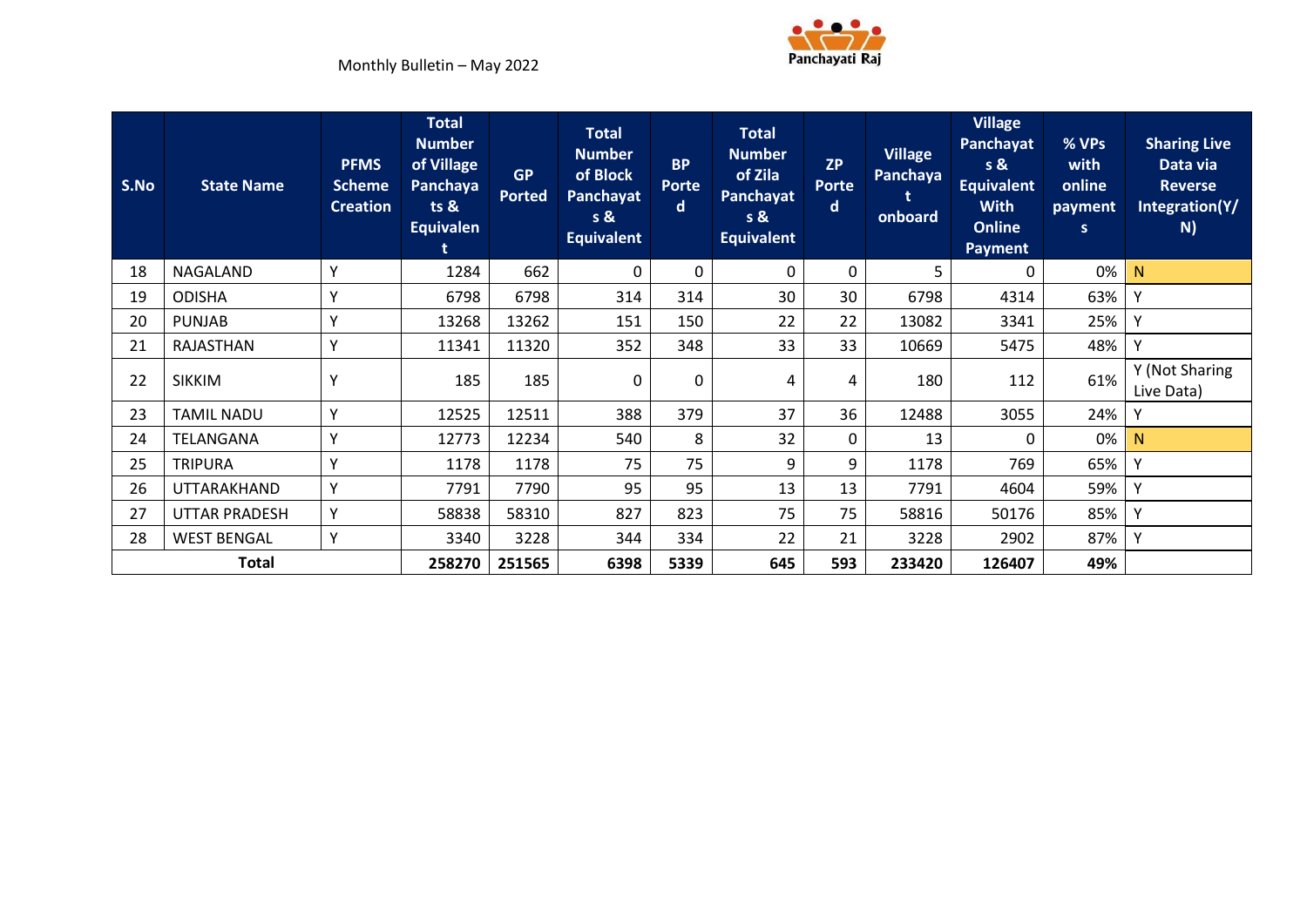Monthly Bulletin – May 2022

| S.No | State Name | PFMS Scheme Creation | Total Number of Village Panchayats & Equivalent | GP Ported | Total Number of Block Panchayats & Equivalent | BP Ported | Total Number of Zila Panchayats & Equivalent | ZP Ported | Village Panchayat onboard | Village Panchayats & Equivalent With Online Payment | % VPs with online payments | Sharing Live Data via Reverse Integration(Y/N) |
|---|---|---|---|---|---|---|---|---|---|---|---|---|
| 18 | NAGALAND | Y | 1284 | 662 | 0 | 0 | 0 | 0 | 5 | 0 | 0% | N |
| 19 | ODISHA | Y | 6798 | 6798 | 314 | 314 | 30 | 30 | 6798 | 4314 | 63% | Y |
| 20 | PUNJAB | Y | 13268 | 13262 | 151 | 150 | 22 | 22 | 13082 | 3341 | 25% | Y |
| 21 | RAJASTHAN | Y | 11341 | 11320 | 352 | 348 | 33 | 33 | 10669 | 5475 | 48% | Y |
| 22 | SIKKIM | Y | 185 | 185 | 0 | 0 | 4 | 4 | 180 | 112 | 61% | Y (Not Sharing Live Data) |
| 23 | TAMIL NADU | Y | 12525 | 12511 | 388 | 379 | 37 | 36 | 12488 | 3055 | 24% | Y |
| 24 | TELANGANA | Y | 12773 | 12234 | 540 | 8 | 32 | 0 | 13 | 0 | 0% | N |
| 25 | TRIPURA | Y | 1178 | 1178 | 75 | 75 | 9 | 9 | 1178 | 769 | 65% | Y |
| 26 | UTTARAKHAND | Y | 7791 | 7790 | 95 | 95 | 13 | 13 | 7791 | 4604 | 59% | Y |
| 27 | UTTAR PRADESH | Y | 58838 | 58310 | 827 | 823 | 75 | 75 | 58816 | 50176 | 85% | Y |
| 28 | WEST BENGAL | Y | 3340 | 3228 | 344 | 334 | 22 | 21 | 3228 | 2902 | 87% | Y |
| **Total** | | | **258270** | **251565** | **6398** | **5339** | **645** | **593** | **233420** | **126407** | **49%** | |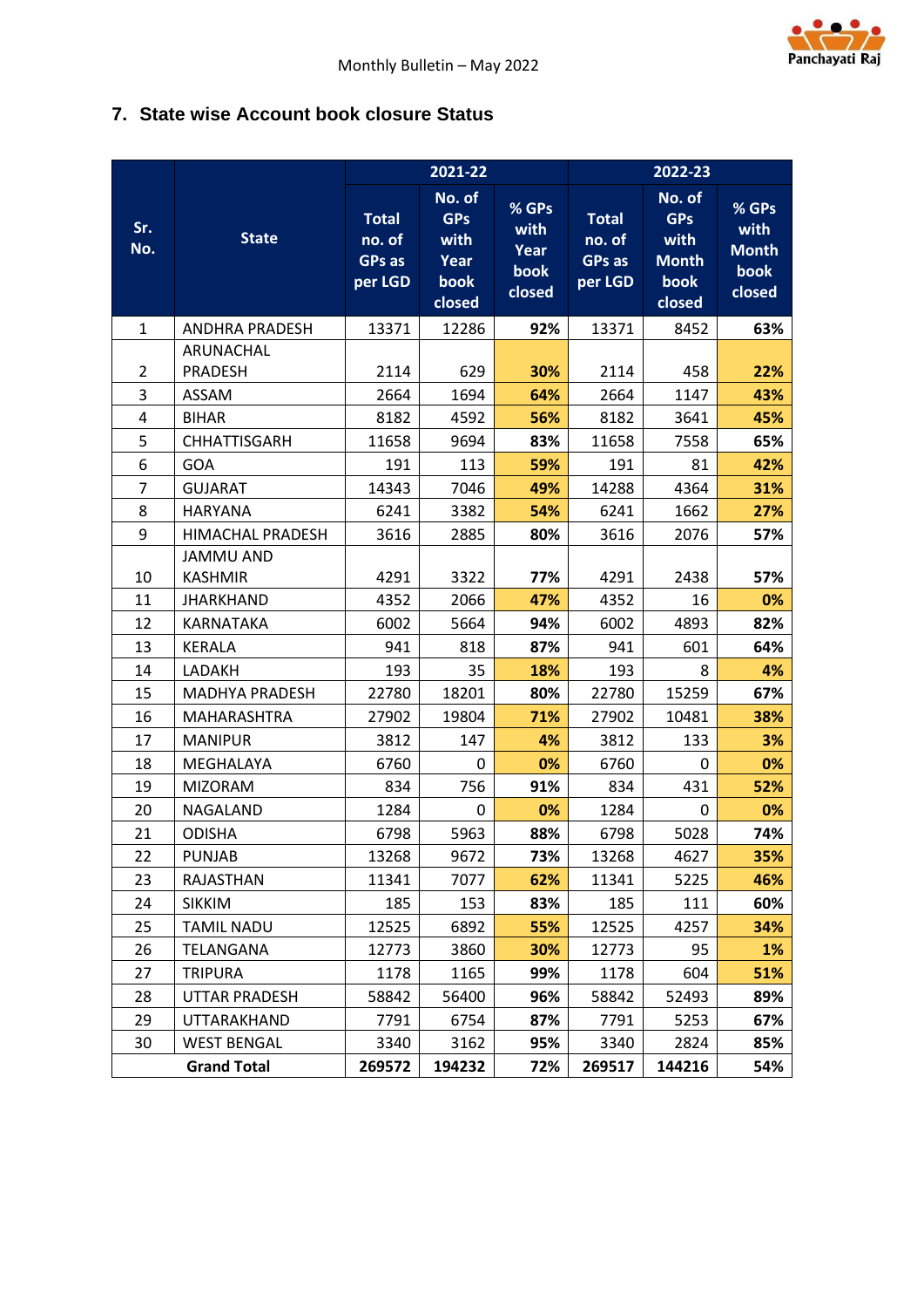## 7. State wise Account book closure Status

| Sr. No. | State | 2021-22 | | | 2022-23 | | |
|---|---|---|---|---|---|---|---|
| | | Total no. of GPs as per LGD | No. of GPs with Year book closed | % GPs with Year book closed | Total no. of GPs as per LGD | No. of GPs with Month book closed | % GPs with Month book closed |
| 1 | ANDHRA PRADESH | 13371 | 12286 | 92% | 13371 | 8452 | 63% |
| 2 | ARUNACHAL PRADESH | 2114 | 629 | 30% | 2114 | 458 | 22% |
| 3 | ASSAM | 2664 | 1694 | 64% | 2664 | 1147 | 43% |
| 4 | BIHAR | 8182 | 4592 | 56% | 8182 | 3641 | 45% |
| 5 | CHHATTISGARH | 11658 | 9694 | 83% | 11658 | 7558 | 65% |
| 6 | GOA | 191 | 113 | 59% | 191 | 81 | 42% |
| 7 | GUJARAT | 14343 | 7046 | 49% | 14288 | 4364 | 31% |
| 8 | HARYANA | 6241 | 3382 | 54% | 6241 | 1662 | 27% |
| 9 | HIMACHAL PRADESH | 3616 | 2885 | 80% | 3616 | 2076 | 57% |
| 10 | JAMMU AND KASHMIR | 4291 | 3322 | 77% | 4291 | 2438 | 57% |
| 11 | JHARKHAND | 4352 | 2066 | 47% | 4352 | 16 | 0% |
| 12 | KARNATAKA | 6002 | 5664 | 94% | 6002 | 4893 | 82% |
| 13 | KERALA | 941 | 818 | 87% | 941 | 601 | 64% |
| 14 | LADAKH | 193 | 35 | 18% | 193 | 8 | 4% |
| 15 | MADHYA PRADESH | 22780 | 18201 | 80% | 22780 | 15259 | 67% |
| 16 | MAHARASHTRA | 27902 | 19804 | 71% | 27902 | 10481 | 38% |
| 17 | MANIPUR | 3812 | 147 | 4% | 3812 | 133 | 3% |
| 18 | MEGHALAYA | 6760 | 0 | 0% | 6760 | 0 | 0% |
| 19 | MIZORAM | 834 | 756 | 91% | 834 | 431 | 52% |
| 20 | NAGALAND | 1284 | 0 | 0% | 1284 | 0 | 0% |
| 21 | ODISHA | 6798 | 5963 | 88% | 6798 | 5028 | 74% |
| 22 | PUNJAB | 13268 | 9672 | 73% | 13268 | 4627 | 35% |
| 23 | RAJASTHAN | 11341 | 7077 | 62% | 11341 | 5225 | 46% |
| 24 | SIKKIM | 185 | 153 | 83% | 185 | 111 | 60% |
| 25 | TAMIL NADU | 12525 | 6892 | 55% | 12525 | 4257 | 34% |
| 26 | TELANGANA | 12773 | 3860 | 30% | 12773 | 95 | 1% |
| 27 | TRIPURA | 1178 | 1165 | 99% | 1178 | 604 | 51% |
| 28 | UTTAR PRADESH | 58842 | 56400 | 96% | 58842 | 52493 | 89% |
| 29 | UTTARAKHAND | 7791 | 6754 | 87% | 7791 | 5253 | 67% |
| 30 | WEST BENGAL | 3340 | 3162 | 95% | 3340 | 2824 | 85% |
| | **Grand Total** | **269572** | **194232** | **72%** | **269517** | **144216** | **54%** |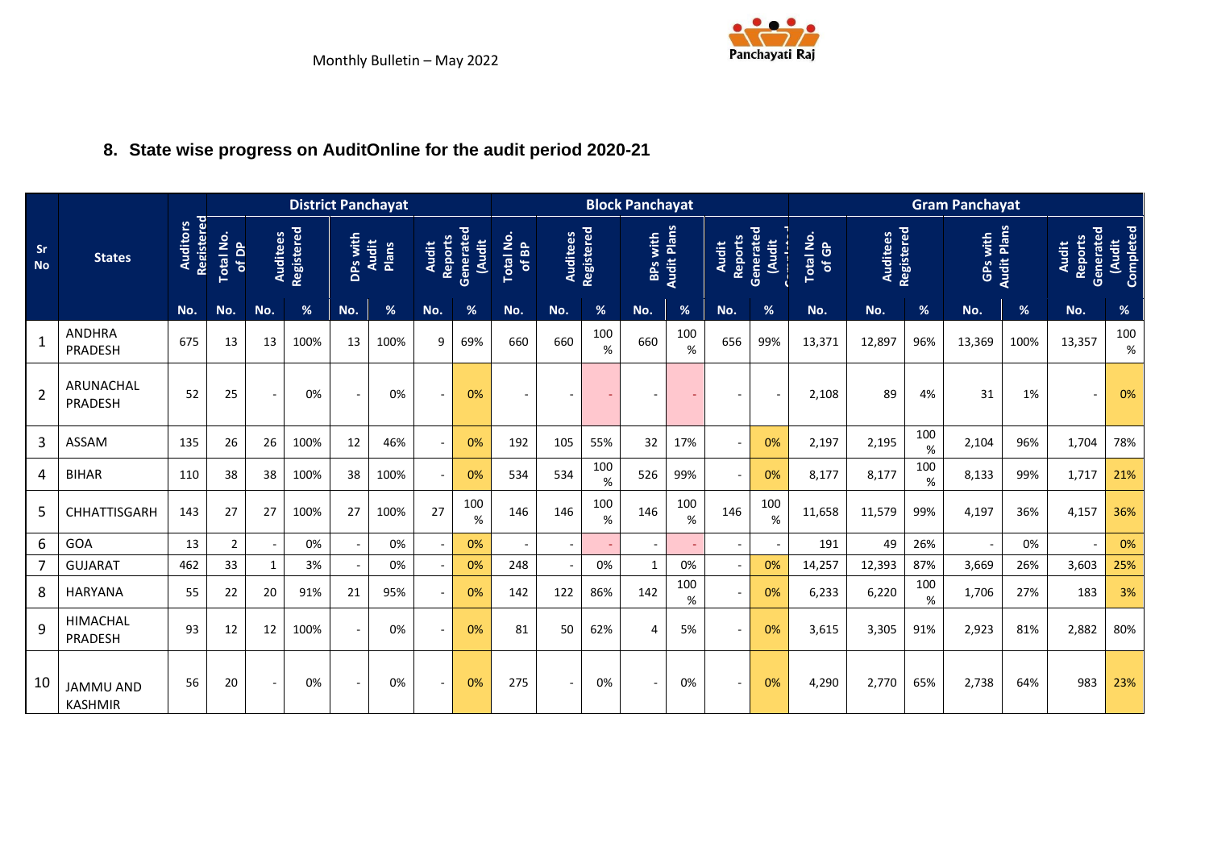## 8. State wise progress on AuditOnline for the audit period 2020-21

| Sr No | States | Auditors Registered | District Panchayat | | | | | | | Block Panchayat | | | | | | | Gram Panchayat | | | | | | |
|---|---|---|---|---|---|---|---|---|---|---|---|---|---|---|---|---|---|---|---|---|---|---|---|
| | | | Total No. of DP | Auditees Registered | | DPs with Audit Plans | | Audit Reports Generated (Audit | | Total No. of BP | Auditees Registered | | BPs with Audit Plans | | Audit Reports Generated (Audit | | Total No. of GP | Auditees Registered | | GPs with Audit Plans | | Audit Reports Generated (Audit Completed) | |
| | | No. | No. | No. | % | No. | % | No. | % | No. | No. | % | No. | % | No. | % | No. | No. | % | No. | % | No. | % |
| 1 | ANDHRA PRADESH | 675 | 13 | 13 | 100% | 13 | 100% | 9 | 69% | 660 | 660 | 100% | 660 | 100% | 656 | 99% | 13,371 | 12,897 | 96% | 13,369 | 100% | 13,357 | 100% |
| 2 | ARUNACHAL PRADESH | 52 | 25 | - | 0% | - | 0% | - | 0% | - | - | - | - | - | - | - | 2,108 | 89 | 4% | 31 | 1% | - | 0% |
| 3 | ASSAM | 135 | 26 | 26 | 100% | 12 | 46% | - | 0% | 192 | 105 | 55% | 32 | 17% | - | 0% | 2,197 | 2,195 | 100% | 2,104 | 96% | 1,704 | 78% |
| 4 | BIHAR | 110 | 38 | 38 | 100% | 38 | 100% | - | 0% | 534 | 534 | 100% | 526 | 99% | - | 0% | 8,177 | 8,177 | 100% | 8,133 | 99% | 1,717 | 21% |
| 5 | CHHATTISGARH | 143 | 27 | 27 | 100% | 27 | 100% | 27 | 100% | 146 | 146 | 100% | 146 | 100% | 146 | 100% | 11,658 | 11,579 | 99% | 4,197 | 36% | 4,157 | 36% |
| 6 | GOA | 13 | 2 | - | 0% | - | 0% | - | 0% | - | - | - | - | - | - | - | 191 | 49 | 26% | - | 0% | - | 0% |
| 7 | GUJARAT | 462 | 33 | 1 | 3% | - | 0% | - | 0% | 248 | - | 0% | 1 | 0% | - | 0% | 14,257 | 12,393 | 87% | 3,669 | 26% | 3,603 | 25% |
| 8 | HARYANA | 55 | 22 | 20 | 91% | 21 | 95% | - | 0% | 142 | 122 | 86% | 142 | 100% | - | 0% | 6,233 | 6,220 | 100% | 1,706 | 27% | 183 | 3% |
| 9 | HIMACHAL PRADESH | 93 | 12 | 12 | 100% | - | 0% | - | 0% | 81 | 50 | 62% | 4 | 5% | - | 0% | 3,615 | 3,305 | 91% | 2,923 | 81% | 2,882 | 80% |
| 10 | JAMMU AND KASHMIR | 56 | 20 | - | 0% | - | 0% | - | 0% | 275 | - | 0% | - | 0% | - | 0% | 4,290 | 2,770 | 65% | 2,738 | 64% | 983 | 23% |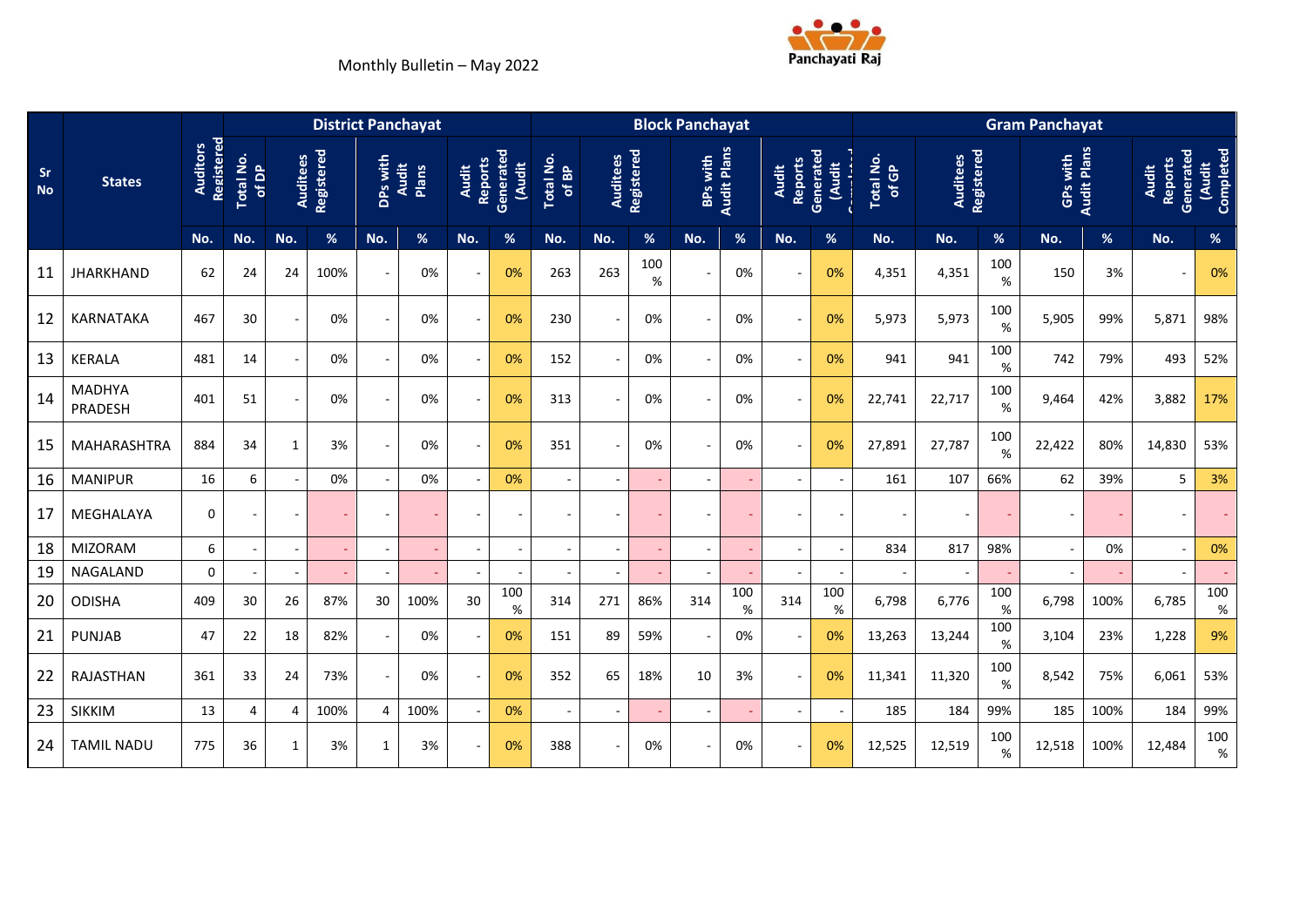Monthly Bulletin – May 2022

| Sr No | States | Auditors Registered | District Panchayat | | | | | | | | Block Panchayat | | | | | | | | Gram Panchayat | | | | | | | |
|---|---|---|---|---|---|---|---|---|---|---|---|---|---|---|---|---|---|---|---|---|---|---|---|---|---|---|
| | | | Total No. of DP | Auditees Registered | | DPs with Audit Plans | | Audit Reports Generated (Audit Completed) | | Total No. of BP | Auditees Registered | | BPs with Audit Plans | | Audit Reports Generated (Audit Completed) | | Total No. of GP | Auditees Registered | | GPs with Audit Plans | | Audit Reports Generated (Audit Completed) | |
| | | No. | No. | No. | % | No. | % | No. | % | No. | No. | % | No. | % | No. | % | No. | No. | % | No. | % | No. | % |
| 11 | JHARKHAND | 62 | 24 | 24 | 100% | - | 0% | - | 0% | 263 | 263 | 100 % | - | 0% | - | 0% | 4,351 | 4,351 | 100 % | 150 | 3% | - | 0% |
| 12 | KARNATAKA | 467 | 30 | - | 0% | - | 0% | - | 0% | 230 | - | 0% | - | 0% | - | 0% | 5,973 | 5,973 | 100 % | 5,905 | 99% | 5,871 | 98% |
| 13 | KERALA | 481 | 14 | - | 0% | - | 0% | - | 0% | 152 | - | 0% | - | 0% | - | 0% | 941 | 941 | 100 % | 742 | 79% | 493 | 52% |
| 14 | MADHYA PRADESH | 401 | 51 | - | 0% | - | 0% | - | 0% | 313 | - | 0% | - | 0% | - | 0% | 22,741 | 22,717 | 100 % | 9,464 | 42% | 3,882 | 17% |
| 15 | MAHARASHTRA | 884 | 34 | 1 | 3% | - | 0% | - | 0% | 351 | - | 0% | - | 0% | - | 0% | 27,891 | 27,787 | 100 % | 22,422 | 80% | 14,830 | 53% |
| 16 | MANIPUR | 16 | 6 | - | 0% | - | 0% | - | 0% | - | - | - | - | - | - | - | 161 | 107 | 66% | 62 | 39% | 5 | 3% |
| 17 | MEGHALAYA | 0 | - | - | - | - | - | - | - | - | - | - | - | - | - | - | - | - | - | - | - | - | - |
| 18 | MIZORAM | 6 | - | - | - | - | - | - | - | - | - | - | - | - | - | - | 834 | 817 | 98% | - | 0% | - | 0% |
| 19 | NAGALAND | 0 | - | - | - | - | - | - | - | - | - | - | - | - | - | - | - | - | - | - | - | - | - |
| 20 | ODISHA | 409 | 30 | 26 | 87% | 30 | 100% | 30 | 100 % | 314 | 271 | 86% | 314 | 100 % | 314 | 100 % | 6,798 | 6,776 | 100 % | 6,798 | 100% | 6,785 | 100 % |
| 21 | PUNJAB | 47 | 22 | 18 | 82% | - | 0% | - | 0% | 151 | 89 | 59% | - | 0% | - | 0% | 13,263 | 13,244 | 100 % | 3,104 | 23% | 1,228 | 9% |
| 22 | RAJASTHAN | 361 | 33 | 24 | 73% | - | 0% | - | 0% | 352 | 65 | 18% | 10 | 3% | - | 0% | 11,341 | 11,320 | 100 % | 8,542 | 75% | 6,061 | 53% |
| 23 | SIKKIM | 13 | 4 | 4 | 100% | 4 | 100% | - | 0% | - | - | - | - | - | - | - | 185 | 184 | 99% | 185 | 100% | 184 | 99% |
| 24 | TAMIL NADU | 775 | 36 | 1 | 3% | 1 | 3% | - | 0% | 388 | - | 0% | - | 0% | - | 0% | 12,525 | 12,519 | 100 % | 12,518 | 100% | 12,484 | 100 % |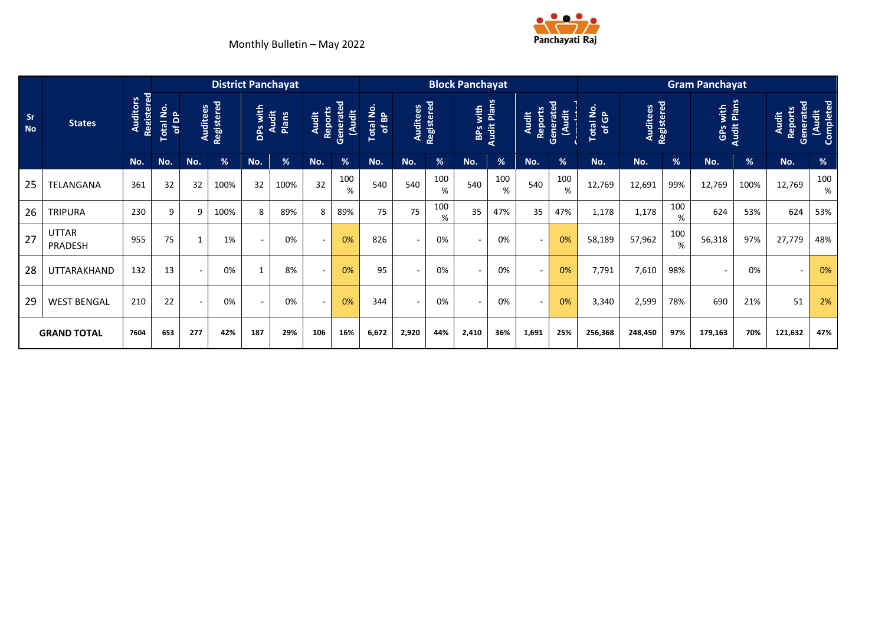Monthly Bulletin – May 2022

Panchayati Raj

| Sr No | States | Auditors Registered | District Panchayat | | | | | | | Block Panchayat | | | | | | | Gram Panchayat | | | | | | |
|---|---|---|---|---|---|---|---|---|---|---|---|---|---|---|---|---|---|---|---|---|---|---|---|
| | | | Total No. of DP | Auditees Registered | | DPs with Audit Plans | | Audit Reports Generated (Audit | | Total No. of BP | Auditees Registered | | BPs with Audit Plans | | Audit Reports Generated (Audit Completed) | | Total No. of GP | Auditees Registered | | GPs with Audit Plans | | Audit Reports Generated (Audit Completed) | |
| | | No. | No. | No. | % | No. | % | No. | % | No. | No. | % | No. | % | No. | % | No. | No. | % | No. | % | No. | % |
| 25 | TELANGANA | 361 | 32 | 32 | 100% | 32 | 100% | 32 | 100 % | 540 | 540 | 100 % | 540 | 100 % | 540 | 100 % | 12,769 | 12,691 | 99% | 12,769 | 100% | 12,769 | 100 % |
| 26 | TRIPURA | 230 | 9 | 9 | 100% | 8 | 89% | 8 | 89% | 75 | 75 | 100 % | 35 | 47% | 35 | 47% | 1,178 | 1,178 | 100 % | 624 | 53% | 624 | 53% |
| 27 | UTTAR PRADESH | 955 | 75 | 1 | 1% | - | 0% | - | 0% | 826 | - | 0% | - | 0% | - | 0% | 58,189 | 57,962 | 100 % | 56,318 | 97% | 27,779 | 48% |
| 28 | UTTARAKHAND | 132 | 13 | - | 0% | 1 | 8% | - | 0% | 95 | - | 0% | - | 0% | - | 0% | 7,791 | 7,610 | 98% | - | 0% | - | 0% |
| 29 | WEST BENGAL | 210 | 22 | - | 0% | - | 0% | - | 0% | 344 | - | 0% | - | 0% | - | 0% | 3,340 | 2,599 | 78% | 690 | 21% | 51 | 2% |
| **GRAND TOTAL** | | **7604** | **653** | **277** | **42%** | **187** | **29%** | **106** | **16%** | **6,672** | **2,920** | **44%** | **2,410** | **36%** | **1,691** | **25%** | **256,368** | **248,450** | **97%** | **179,163** | **70%** | **121,632** | **47%** |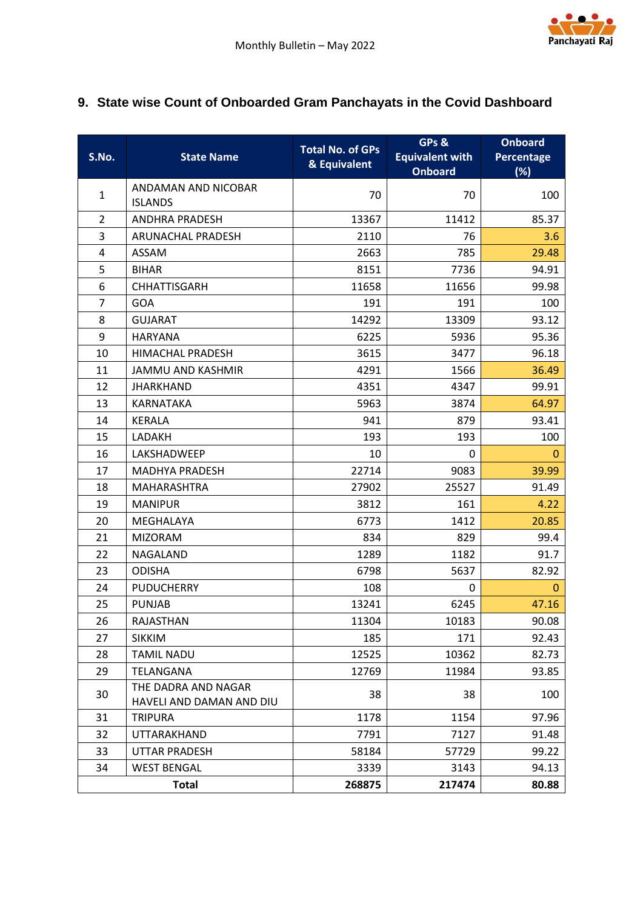## 9. State wise Count of Onboarded Gram Panchayats in the Covid Dashboard

| S.No. | State Name | Total No. of GPs & Equivalent | GPs & Equivalent with Onboard | Onboard Percentage (%) |
|---|---|---|---|---|
| 1 | ANDAMAN AND NICOBAR ISLANDS | 70 | 70 | 100 |
| 2 | ANDHRA PRADESH | 13367 | 11412 | 85.37 |
| 3 | ARUNACHAL PRADESH | 2110 | 76 | 3.6 |
| 4 | ASSAM | 2663 | 785 | 29.48 |
| 5 | BIHAR | 8151 | 7736 | 94.91 |
| 6 | CHHATTISGARH | 11658 | 11656 | 99.98 |
| 7 | GOA | 191 | 191 | 100 |
| 8 | GUJARAT | 14292 | 13309 | 93.12 |
| 9 | HARYANA | 6225 | 5936 | 95.36 |
| 10 | HIMACHAL PRADESH | 3615 | 3477 | 96.18 |
| 11 | JAMMU AND KASHMIR | 4291 | 1566 | 36.49 |
| 12 | JHARKHAND | 4351 | 4347 | 99.91 |
| 13 | KARNATAKA | 5963 | 3874 | 64.97 |
| 14 | KERALA | 941 | 879 | 93.41 |
| 15 | LADAKH | 193 | 193 | 100 |
| 16 | LAKSHADWEEP | 10 | 0 | 0 |
| 17 | MADHYA PRADESH | 22714 | 9083 | 39.99 |
| 18 | MAHARASHTRA | 27902 | 25527 | 91.49 |
| 19 | MANIPUR | 3812 | 161 | 4.22 |
| 20 | MEGHALAYA | 6773 | 1412 | 20.85 |
| 21 | MIZORAM | 834 | 829 | 99.4 |
| 22 | NAGALAND | 1289 | 1182 | 91.7 |
| 23 | ODISHA | 6798 | 5637 | 82.92 |
| 24 | PUDUCHERRY | 108 | 0 | 0 |
| 25 | PUNJAB | 13241 | 6245 | 47.16 |
| 26 | RAJASTHAN | 11304 | 10183 | 90.08 |
| 27 | SIKKIM | 185 | 171 | 92.43 |
| 28 | TAMIL NADU | 12525 | 10362 | 82.73 |
| 29 | TELANGANA | 12769 | 11984 | 93.85 |
| 30 | THE DADRA AND NAGAR HAVELI AND DAMAN AND DIU | 38 | 38 | 100 |
| 31 | TRIPURA | 1178 | 1154 | 97.96 |
| 32 | UTTARAKHAND | 7791 | 7127 | 91.48 |
| 33 | UTTAR PRADESH | 58184 | 57729 | 99.22 |
| 34 | WEST BENGAL | 3339 | 3143 | 94.13 |
| **Total** | | **268875** | **217474** | **80.88** |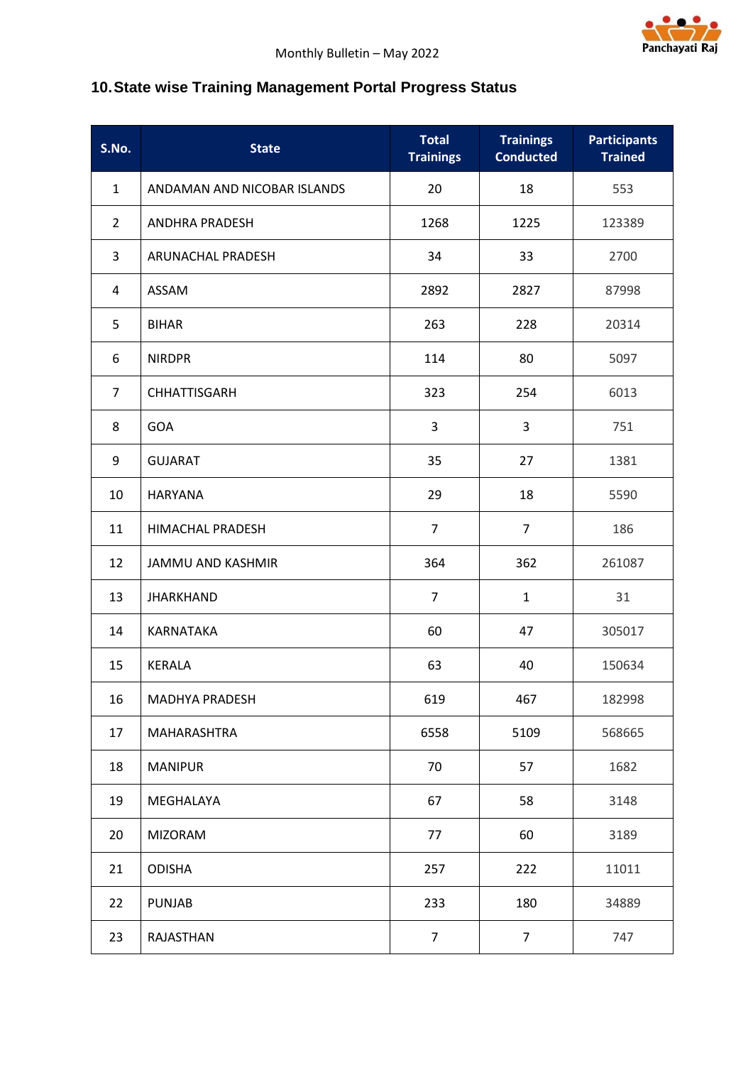## 10. State wise Training Management Portal Progress Status

| S.No. | State | Total Trainings | Trainings Conducted | Participants Trained |
|---|---|---|---|---|
| 1 | ANDAMAN AND NICOBAR ISLANDS | 20 | 18 | 553 |
| 2 | ANDHRA PRADESH | 1268 | 1225 | 123389 |
| 3 | ARUNACHAL PRADESH | 34 | 33 | 2700 |
| 4 | ASSAM | 2892 | 2827 | 87998 |
| 5 | BIHAR | 263 | 228 | 20314 |
| 6 | NIRDPR | 114 | 80 | 5097 |
| 7 | CHHATTISGARH | 323 | 254 | 6013 |
| 8 | GOA | 3 | 3 | 751 |
| 9 | GUJARAT | 35 | 27 | 1381 |
| 10 | HARYANA | 29 | 18 | 5590 |
| 11 | HIMACHAL PRADESH | 7 | 7 | 186 |
| 12 | JAMMU AND KASHMIR | 364 | 362 | 261087 |
| 13 | JHARKHAND | 7 | 1 | 31 |
| 14 | KARNATAKA | 60 | 47 | 305017 |
| 15 | KERALA | 63 | 40 | 150634 |
| 16 | MADHYA PRADESH | 619 | 467 | 182998 |
| 17 | MAHARASHTRA | 6558 | 5109 | 568665 |
| 18 | MANIPUR | 70 | 57 | 1682 |
| 19 | MEGHALAYA | 67 | 58 | 3148 |
| 20 | MIZORAM | 77 | 60 | 3189 |
| 21 | ODISHA | 257 | 222 | 11011 |
| 22 | PUNJAB | 233 | 180 | 34889 |
| 23 | RAJASTHAN | 7 | 7 | 747 |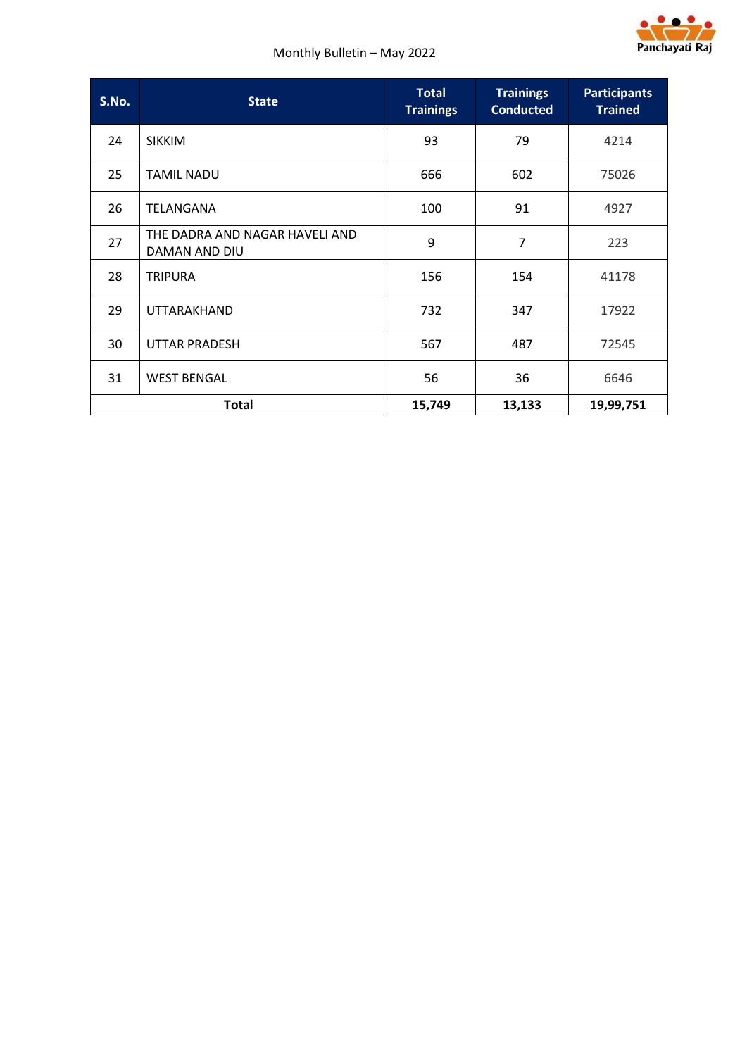| S.No. | State | Total Trainings | Trainings Conducted | Participants Trained |
|---|---|---|---|---|
| 24 | SIKKIM | 93 | 79 | 4214 |
| 25 | TAMIL NADU | 666 | 602 | 75026 |
| 26 | TELANGANA | 100 | 91 | 4927 |
| 27 | THE DADRA AND NAGAR HAVELI AND DAMAN AND DIU | 9 | 7 | 223 |
| 28 | TRIPURA | 156 | 154 | 41178 |
| 29 | UTTARAKHAND | 732 | 347 | 17922 |
| 30 | UTTAR PRADESH | 567 | 487 | 72545 |
| 31 | WEST BENGAL | 56 | 36 | 6646 |
| **Total** | | **15,749** | **13,133** | **19,99,751** |